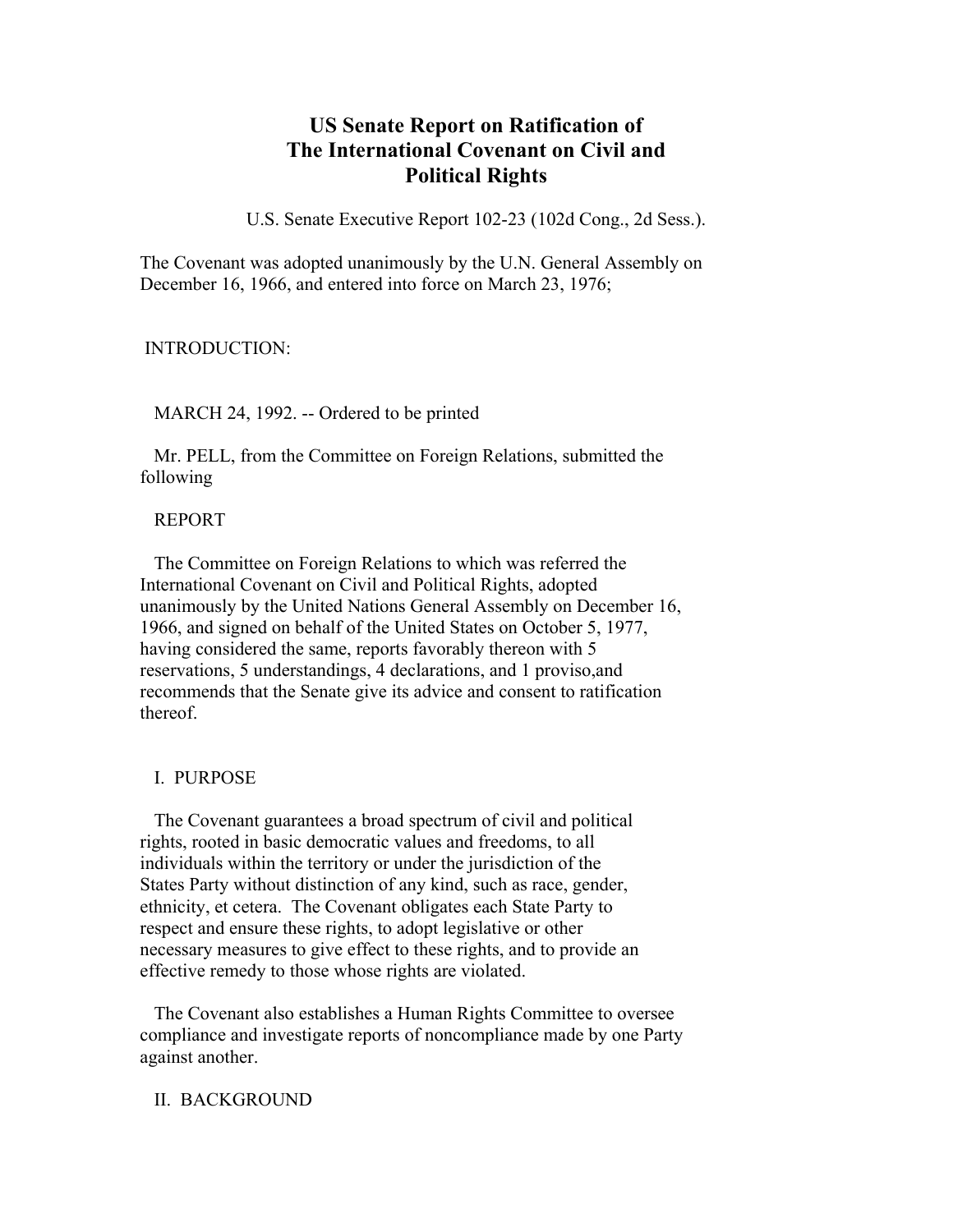# US Senate Report on Ratification of The International Covenant on Civil and Political Rights

U.S. Senate Executive Report 102-23 (102d Cong., 2d Sess.).

The Covenant was adopted unanimously by the U.N. General Assembly on December 16, 1966, and entered into force on March 23, 1976;

INTRODUCTION:

MARCH 24, 1992. -- Ordered to be printed

Mr. PELL, from the Committee on Foreign Relations, submitted the following

REPORT

The Committee on Foreign Relations to which was referred the International Covenant on Civil and Political Rights, adopted unanimously by the United Nations General Assembly on December 16, 1966, and signed on behalf of the United States on October 5, 1977, having considered the same, reports favorably thereon with 5 reservations, 5 understandings, 4 declarations, and 1 proviso,and recommends that the Senate give its advice and consent to ratification thereof.

## I. PURPOSE

The Covenant guarantees a broad spectrum of civil and political rights, rooted in basic democratic values and freedoms, to all individuals within the territory or under the jurisdiction of the States Party without distinction of any kind, such as race, gender, ethnicity, et cetera. The Covenant obligates each State Party to respect and ensure these rights, to adopt legislative or other necessary measures to give effect to these rights, and to provide an effective remedy to those whose rights are violated.

The Covenant also establishes a Human Rights Committee to oversee compliance and investigate reports of noncompliance made by one Party against another.

## II. BACKGROUND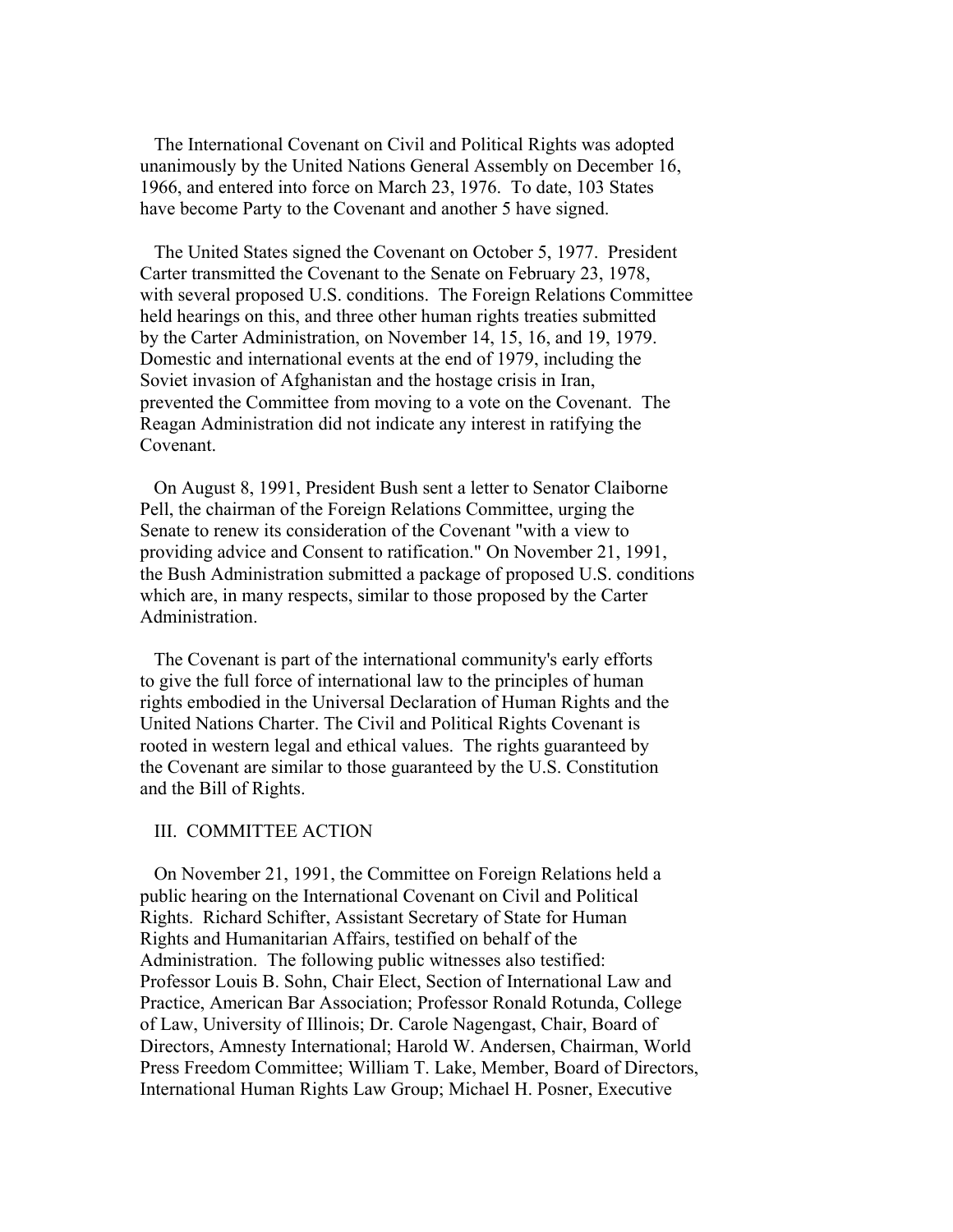The International Covenant on Civil and Political Rights was adopted unanimously by the United Nations General Assembly on December 16, 1966, and entered into force on March 23, 1976. To date, 103 States have become Party to the Covenant and another 5 have signed.

The United States signed the Covenant on October 5, 1977. President Carter transmitted the Covenant to the Senate on February 23, 1978, with several proposed U.S. conditions. The Foreign Relations Committee held hearings on this, and three other human rights treaties submitted by the Carter Administration, on November 14, 15, 16, and 19, 1979. Domestic and international events at the end of 1979, including the Soviet invasion of Afghanistan and the hostage crisis in Iran, prevented the Committee from moving to a vote on the Covenant. The Reagan Administration did not indicate any interest in ratifying the Covenant.

On August 8, 1991, President Bush sent a letter to Senator Claiborne Pell, the chairman of the Foreign Relations Committee, urging the Senate to renew its consideration of the Covenant "with a view to providing advice and Consent to ratification." On November 21, 1991, the Bush Administration submitted a package of proposed U.S. conditions which are, in many respects, similar to those proposed by the Carter Administration.

The Covenant is part of the international community's early efforts to give the full force of international law to the principles of human rights embodied in the Universal Declaration of Human Rights and the United Nations Charter. The Civil and Political Rights Covenant is rooted in western legal and ethical values. The rights guaranteed by the Covenant are similar to those guaranteed by the U.S. Constitution and the Bill of Rights.

## III. COMMITTEE ACTION

On November 21, 1991, the Committee on Foreign Relations held a public hearing on the International Covenant on Civil and Political Rights. Richard Schifter, Assistant Secretary of State for Human Rights and Humanitarian Affairs, testified on behalf of the Administration. The following public witnesses also testified: Professor Louis B. Sohn, Chair Elect, Section of International Law and Practice, American Bar Association; Professor Ronald Rotunda, College of Law, University of Illinois; Dr. Carole Nagengast, Chair, Board of Directors, Amnesty International; Harold W. Andersen, Chairman, World Press Freedom Committee; William T. Lake, Member, Board of Directors, International Human Rights Law Group; Michael H. Posner, Executive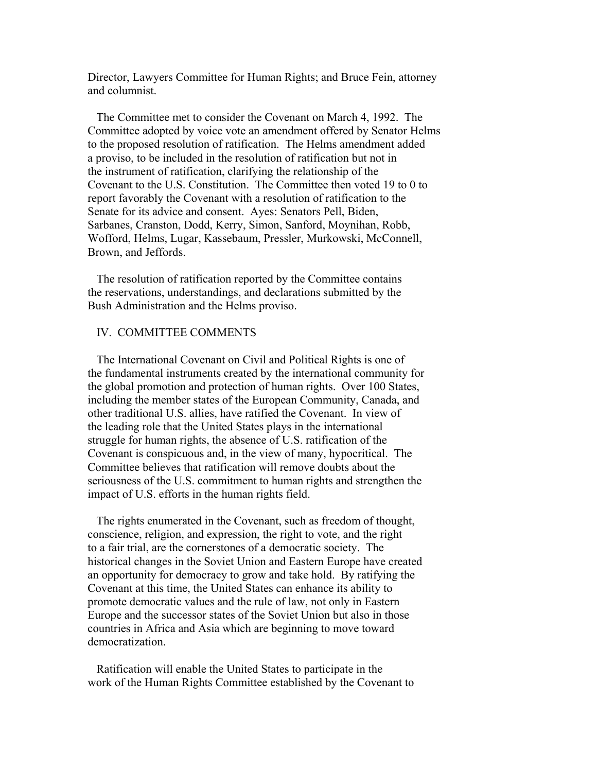Director, Lawyers Committee for Human Rights; and Bruce Fein, attorney and columnist.

The Committee met to consider the Covenant on March 4, 1992. The Committee adopted by voice vote an amendment offered by Senator Helms to the proposed resolution of ratification. The Helms amendment added a proviso, to be included in the resolution of ratification but not in the instrument of ratification, clarifying the relationship of the Covenant to the U.S. Constitution. The Committee then voted 19 to 0 to report favorably the Covenant with a resolution of ratification to the Senate for its advice and consent. Ayes: Senators Pell, Biden, Sarbanes, Cranston, Dodd, Kerry, Simon, Sanford, Moynihan, Robb, Wofford, Helms, Lugar, Kassebaum, Pressler, Murkowski, McConnell, Brown, and Jeffords.

The resolution of ratification reported by the Committee contains the reservations, understandings, and declarations submitted by the Bush Administration and the Helms proviso.

## IV. COMMITTEE COMMENTS

The International Covenant on Civil and Political Rights is one of the fundamental instruments created by the international community for the global promotion and protection of human rights. Over 100 States, including the member states of the European Community, Canada, and other traditional U.S. allies, have ratified the Covenant. In view of the leading role that the United States plays in the international struggle for human rights, the absence of U.S. ratification of the Covenant is conspicuous and, in the view of many, hypocritical. The Committee believes that ratification will remove doubts about the seriousness of the U.S. commitment to human rights and strengthen the impact of U.S. efforts in the human rights field.

The rights enumerated in the Covenant, such as freedom of thought, conscience, religion, and expression, the right to vote, and the right to a fair trial, are the cornerstones of a democratic society. The historical changes in the Soviet Union and Eastern Europe have created an opportunity for democracy to grow and take hold. By ratifying the Covenant at this time, the United States can enhance its ability to promote democratic values and the rule of law, not only in Eastern Europe and the successor states of the Soviet Union but also in those countries in Africa and Asia which are beginning to move toward democratization.

Ratification will enable the United States to participate in the work of the Human Rights Committee established by the Covenant to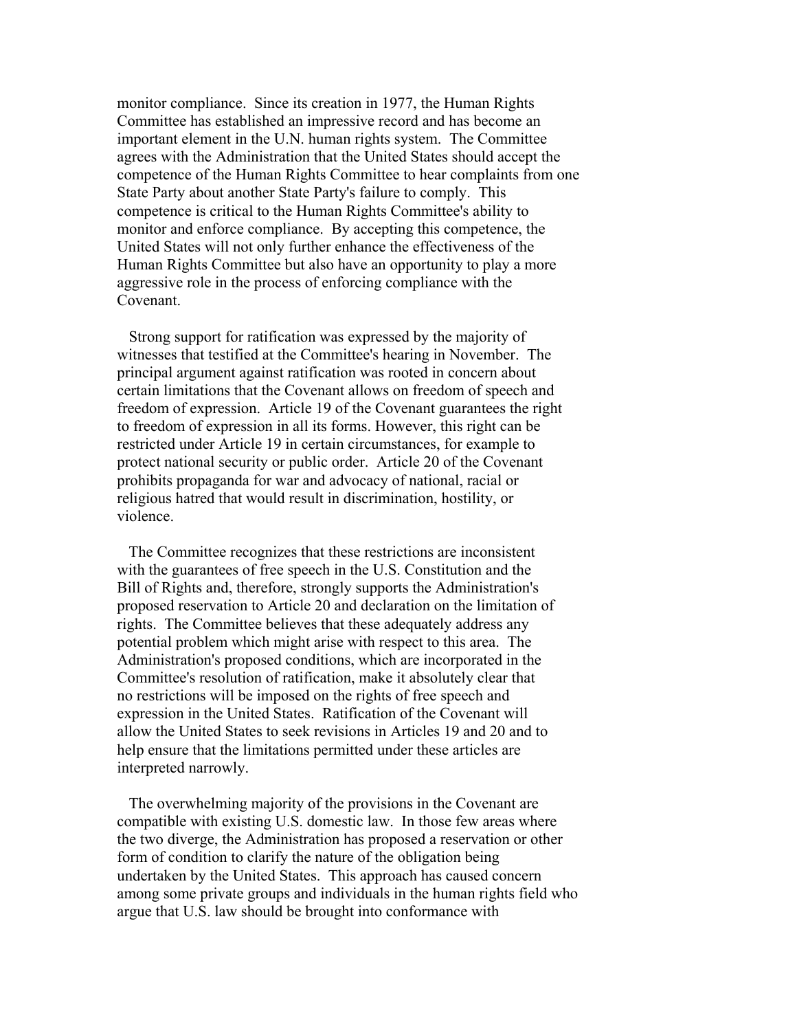monitor compliance. Since its creation in 1977, the Human Rights Committee has established an impressive record and has become an important element in the U.N. human rights system. The Committee agrees with the Administration that the United States should accept the competence of the Human Rights Committee to hear complaints from one State Party about another State Party's failure to comply. This competence is critical to the Human Rights Committee's ability to monitor and enforce compliance. By accepting this competence, the United States will not only further enhance the effectiveness of the Human Rights Committee but also have an opportunity to play a more aggressive role in the process of enforcing compliance with the Covenant.

Strong support for ratification was expressed by the majority of witnesses that testified at the Committee's hearing in November. The principal argument against ratification was rooted in concern about certain limitations that the Covenant allows on freedom of speech and freedom of expression. Article 19 of the Covenant guarantees the right to freedom of expression in all its forms. However, this right can be restricted under Article 19 in certain circumstances, for example to protect national security or public order. Article 20 of the Covenant prohibits propaganda for war and advocacy of national, racial or religious hatred that would result in discrimination, hostility, or violence.

The Committee recognizes that these restrictions are inconsistent with the guarantees of free speech in the U.S. Constitution and the Bill of Rights and, therefore, strongly supports the Administration's proposed reservation to Article 20 and declaration on the limitation of rights. The Committee believes that these adequately address any potential problem which might arise with respect to this area. The Administration's proposed conditions, which are incorporated in the Committee's resolution of ratification, make it absolutely clear that no restrictions will be imposed on the rights of free speech and expression in the United States. Ratification of the Covenant will allow the United States to seek revisions in Articles 19 and 20 and to help ensure that the limitations permitted under these articles are interpreted narrowly.

The overwhelming majority of the provisions in the Covenant are compatible with existing U.S. domestic law. In those few areas where the two diverge, the Administration has proposed a reservation or other form of condition to clarify the nature of the obligation being undertaken by the United States. This approach has caused concern among some private groups and individuals in the human rights field who argue that U.S. law should be brought into conformance with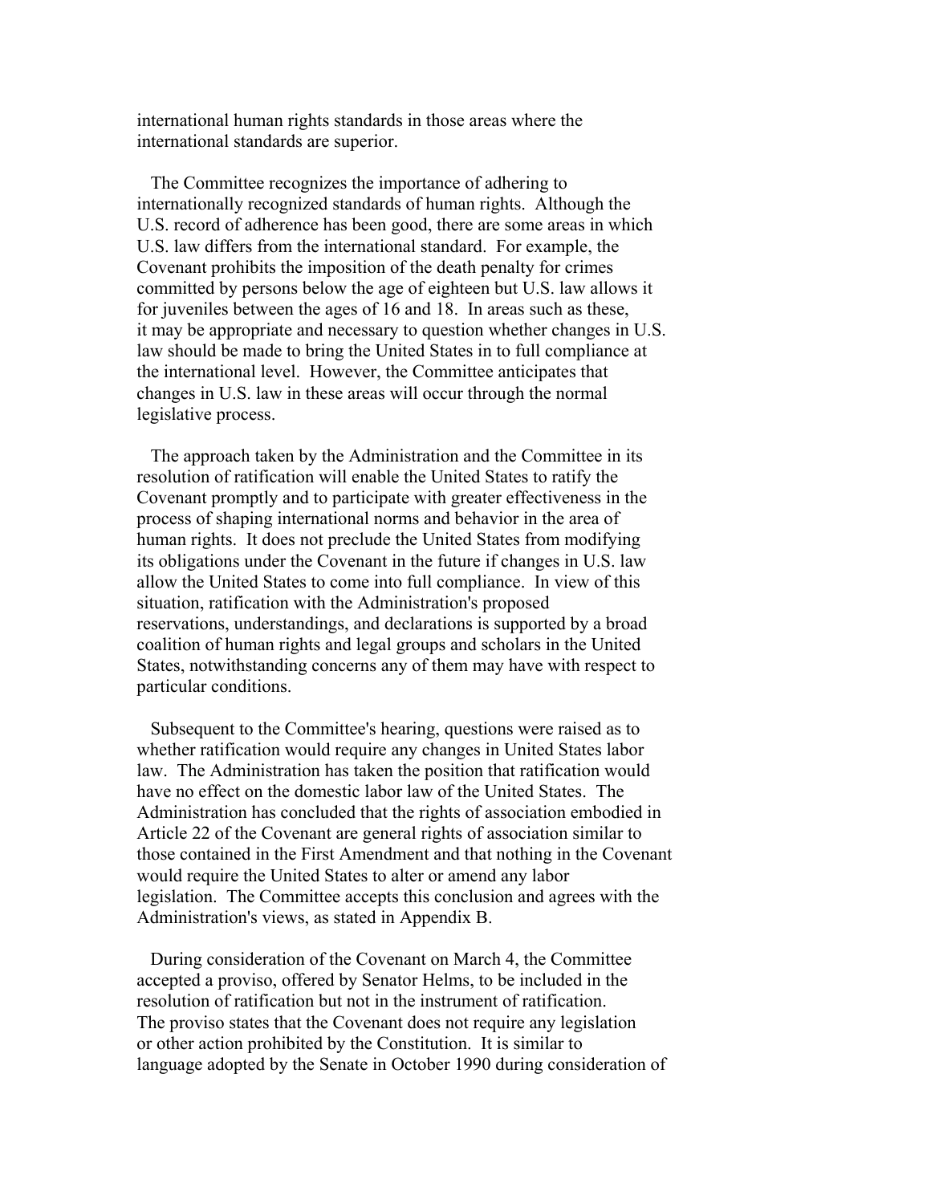international human rights standards in those areas where the international standards are superior.

The Committee recognizes the importance of adhering to internationally recognized standards of human rights. Although the U.S. record of adherence has been good, there are some areas in which U.S. law differs from the international standard. For example, the Covenant prohibits the imposition of the death penalty for crimes committed by persons below the age of eighteen but U.S. law allows it for juveniles between the ages of 16 and 18. In areas such as these, it may be appropriate and necessary to question whether changes in U.S. law should be made to bring the United States in to full compliance at the international level. However, the Committee anticipates that changes in U.S. law in these areas will occur through the normal legislative process.

The approach taken by the Administration and the Committee in its resolution of ratification will enable the United States to ratify the Covenant promptly and to participate with greater effectiveness in the process of shaping international norms and behavior in the area of human rights. It does not preclude the United States from modifying its obligations under the Covenant in the future if changes in U.S. law allow the United States to come into full compliance. In view of this situation, ratification with the Administration's proposed reservations, understandings, and declarations is supported by a broad coalition of human rights and legal groups and scholars in the United States, notwithstanding concerns any of them may have with respect to particular conditions.

Subsequent to the Committee's hearing, questions were raised as to whether ratification would require any changes in United States labor law. The Administration has taken the position that ratification would have no effect on the domestic labor law of the United States. The Administration has concluded that the rights of association embodied in Article 22 of the Covenant are general rights of association similar to those contained in the First Amendment and that nothing in the Covenant would require the United States to alter or amend any labor legislation. The Committee accepts this conclusion and agrees with the Administration's views, as stated in Appendix B.

During consideration of the Covenant on March 4, the Committee accepted a proviso, offered by Senator Helms, to be included in the resolution of ratification but not in the instrument of ratification. The proviso states that the Covenant does not require any legislation or other action prohibited by the Constitution. It is similar to language adopted by the Senate in October 1990 during consideration of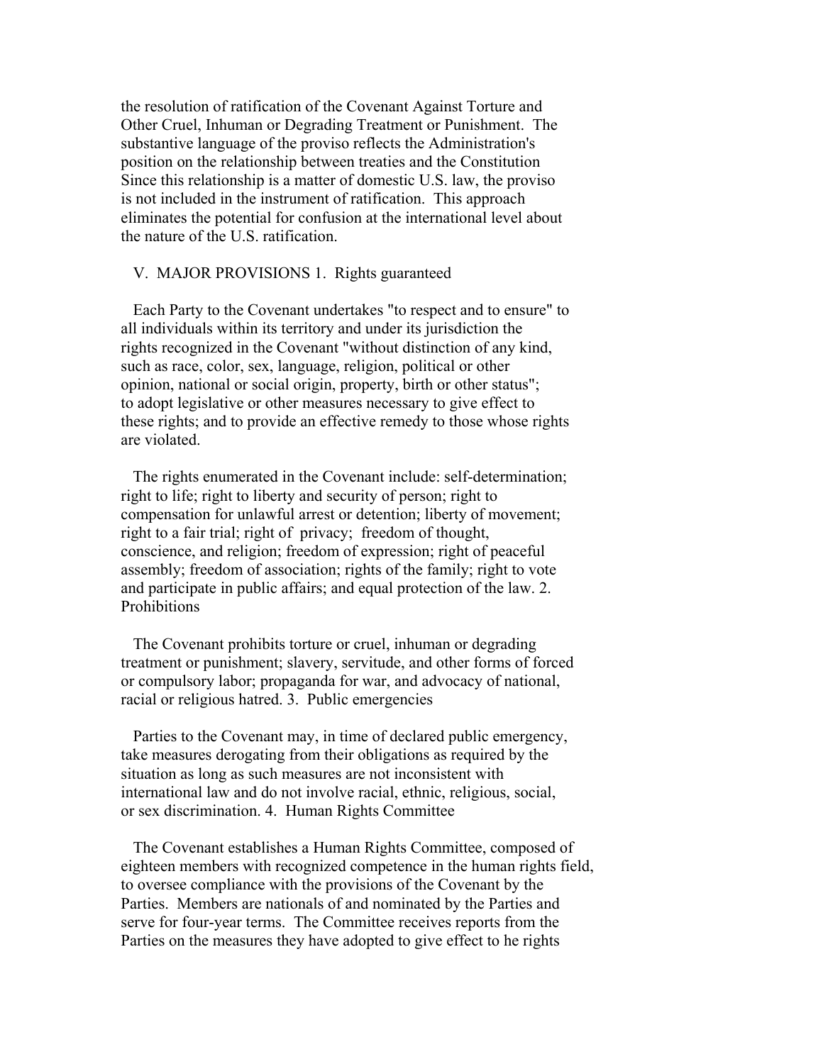the resolution of ratification of the Covenant Against Torture and Other Cruel, Inhuman or Degrading Treatment or Punishment. The substantive language of the proviso reflects the Administration's position on the relationship between treaties and the Constitution Since this relationship is a matter of domestic U.S. law, the proviso is not included in the instrument of ratification. This approach eliminates the potential for confusion at the international level about the nature of the U.S. ratification.

## V. MAJOR PROVISIONS 1. Rights guaranteed

Each Party to the Covenant undertakes "to respect and to ensure" to all individuals within its territory and under its jurisdiction the rights recognized in the Covenant "without distinction of any kind, such as race, color, sex, language, religion, political or other opinion, national or social origin, property, birth or other status"; to adopt legislative or other measures necessary to give effect to these rights; and to provide an effective remedy to those whose rights are violated.

The rights enumerated in the Covenant include: self-determination; right to life; right to liberty and security of person; right to compensation for unlawful arrest or detention; liberty of movement; right to a fair trial; right of privacy; freedom of thought, conscience, and religion; freedom of expression; right of peaceful assembly; freedom of association; rights of the family; right to vote and participate in public affairs; and equal protection of the law. 2. Prohibitions

The Covenant prohibits torture or cruel, inhuman or degrading treatment or punishment; slavery, servitude, and other forms of forced or compulsory labor; propaganda for war, and advocacy of national, racial or religious hatred. 3. Public emergencies

Parties to the Covenant may, in time of declared public emergency, take measures derogating from their obligations as required by the situation as long as such measures are not inconsistent with international law and do not involve racial, ethnic, religious, social, or sex discrimination. 4. Human Rights Committee

The Covenant establishes a Human Rights Committee, composed of eighteen members with recognized competence in the human rights field, to oversee compliance with the provisions of the Covenant by the Parties. Members are nationals of and nominated by the Parties and serve for four-year terms. The Committee receives reports from the Parties on the measures they have adopted to give effect to he rights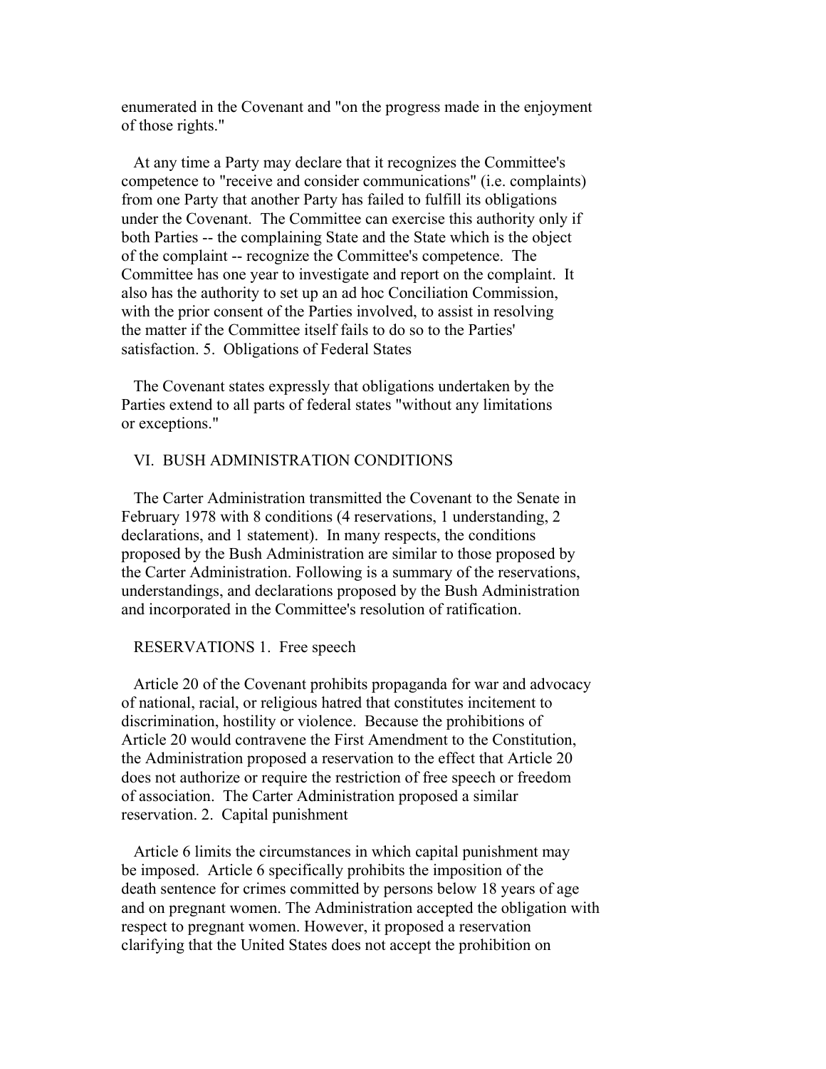enumerated in the Covenant and "on the progress made in the enjoyment of those rights."

At any time a Party may declare that it recognizes the Committee's competence to "receive and consider communications" (i.e. complaints) from one Party that another Party has failed to fulfill its obligations under the Covenant. The Committee can exercise this authority only if both Parties -- the complaining State and the State which is the object of the complaint -- recognize the Committee's competence. The Committee has one year to investigate and report on the complaint. It also has the authority to set up an ad hoc Conciliation Commission, with the prior consent of the Parties involved, to assist in resolving the matter if the Committee itself fails to do so to the Parties' satisfaction.

### 5. Obligations of Federal States

The Covenant states expressly that obligations undertaken by the Parties extend to all parts of federal states "without any limitations or exceptions."

## VI. BUSH ADMINISTRATION CONDITIONS

The Carter Administration transmitted the Covenant to the Senate in February 1978 with 8 conditions (4 reservations, 1 understanding, 2 declarations, and 1 statement). In many respects, the conditions proposed by the Bush Administration are similar to those proposed by the Carter Administration. Following is a summary of the reservations, understandings, and declarations proposed by the Bush Administration and incorporated in the Committee's resolution of ratification.

### RESERVATIONS

### 1. Free speech

Article 20 of the Covenant prohibits propaganda for war and advocacy of national, racial, or religious hatred that constitutes incitement to discrimination, hostility or violence. Because the prohibitions of Article 20 would contravene the First Amendment to the Constitution, the Administration proposed a reservation to the effect that Article 20 does not authorize or require the restriction of free speech or freedom of association. The Carter Administration proposed a similar reservation.

### 2. Capital punishment

Article 6 limits the circumstances in which capital punishment may be imposed. Article 6 specifically prohibits the imposition of the death sentence for crimes committed by persons below 18 years of age and on pregnant women. The Administration accepted the obligation with respect to pregnant women. However, it proposed a reservation clarifying that the United States does not accept the prohibition on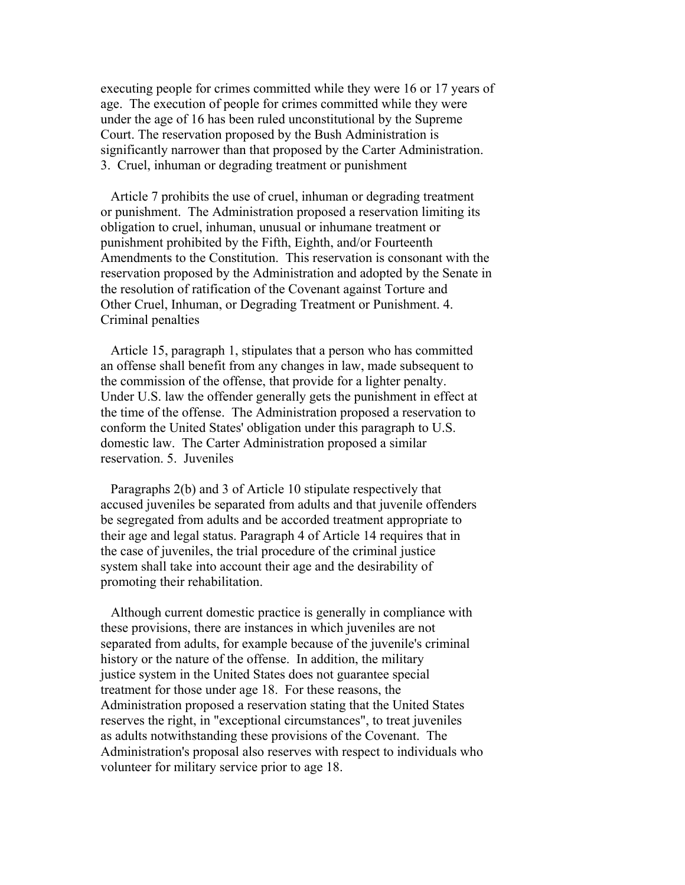executing people for crimes committed while they were 16 or 17 years of age. The execution of people for crimes committed while they were under the age of 16 has been ruled unconstitutional by the Supreme Court. The reservation proposed by the Bush Administration is significantly narrower than that proposed by the Carter Administration.

3. Cruel, inhuman or degrading treatment or punishment

Article 7 prohibits the use of cruel, inhuman or degrading treatment or punishment. The Administration proposed a reservation limiting its obligation to cruel, inhuman, unusual or inhumane treatment or punishment prohibited by the Fifth, Eighth, and/or Fourteenth Amendments to the Constitution. This reservation is consonant with the reservation proposed by the Administration and adopted by the Senate in the resolution of ratification of the Covenant against Torture and Other Cruel, Inhuman, or Degrading Treatment or Punishment.

4. Criminal penalties

Article 15, paragraph 1, stipulates that a person who has committed an offense shall benefit from any changes in law, made subsequent to the commission of the offense, that provide for a lighter penalty. Under U.S. law the offender generally gets the punishment in effect at the time of the offense. The Administration proposed a reservation to conform the United States' obligation under this paragraph to U.S. domestic law. The Carter Administration proposed a similar reservation.

5. Juveniles

Paragraphs 2(b) and 3 of Article 10 stipulate respectively that accused juveniles be separated from adults and that juvenile offenders be segregated from adults and be accorded treatment appropriate to their age and legal status. Paragraph 4 of Article 14 requires that in the case of juveniles, the trial procedure of the criminal justice system shall take into account their age and the desirability of promoting their rehabilitation.

Although current domestic practice is generally in compliance with these provisions, there are instances in which juveniles are not separated from adults, for example because of the juvenile's criminal history or the nature of the offense. In addition, the military justice system in the United States does not guarantee special treatment for those under age 18. For these reasons, the Administration proposed a reservation stating that the United States reserves the right, in "exceptional circumstances", to treat juveniles as adults notwithstanding these provisions of the Covenant. The Administration's proposal also reserves with respect to individuals who volunteer for military service prior to age 18.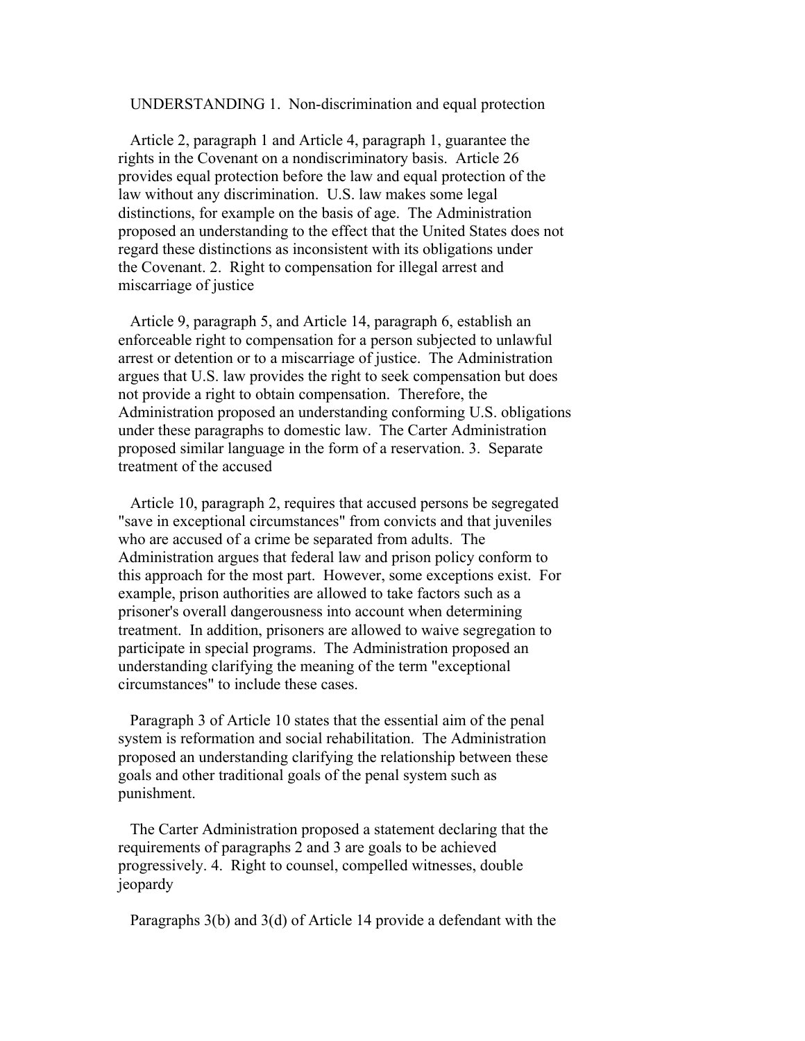UNDERSTANDING 1. Non-discrimination and equal protection

Article 2, paragraph 1 and Article 4, paragraph 1, guarantee the rights in the Covenant on a nondiscriminatory basis. Article 26 provides equal protection before the law and equal protection of the law without any discrimination. U.S. law makes some legal distinctions, for example on the basis of age. The Administration proposed an understanding to the effect that the United States does not regard these distinctions as inconsistent with its obligations under the Covenant. 2. Right to compensation for illegal arrest and miscarriage of justice

Article 9, paragraph 5, and Article 14, paragraph 6, establish an enforceable right to compensation for a person subjected to unlawful arrest or detention or to a miscarriage of justice. The Administration argues that U.S. law provides the right to seek compensation but does not provide a right to obtain compensation. Therefore, the Administration proposed an understanding conforming U.S. obligations under these paragraphs to domestic law. The Carter Administration proposed similar language in the form of a reservation. 3. Separate treatment of the accused

Article 10, paragraph 2, requires that accused persons be segregated "save in exceptional circumstances" from convicts and that juveniles who are accused of a crime be separated from adults. The Administration argues that federal law and prison policy conform to this approach for the most part. However, some exceptions exist. For example, prison authorities are allowed to take factors such as a prisoner's overall dangerousness into account when determining treatment. In addition, prisoners are allowed to waive segregation to participate in special programs. The Administration proposed an understanding clarifying the meaning of the term "exceptional circumstances" to include these cases.

Paragraph 3 of Article 10 states that the essential aim of the penal system is reformation and social rehabilitation. The Administration proposed an understanding clarifying the relationship between these goals and other traditional goals of the penal system such as punishment.

The Carter Administration proposed a statement declaring that the requirements of paragraphs 2 and 3 are goals to be achieved progressively. 4. Right to counsel, compelled witnesses, double jeopardy

Paragraphs 3(b) and 3(d) of Article 14 provide a defendant with the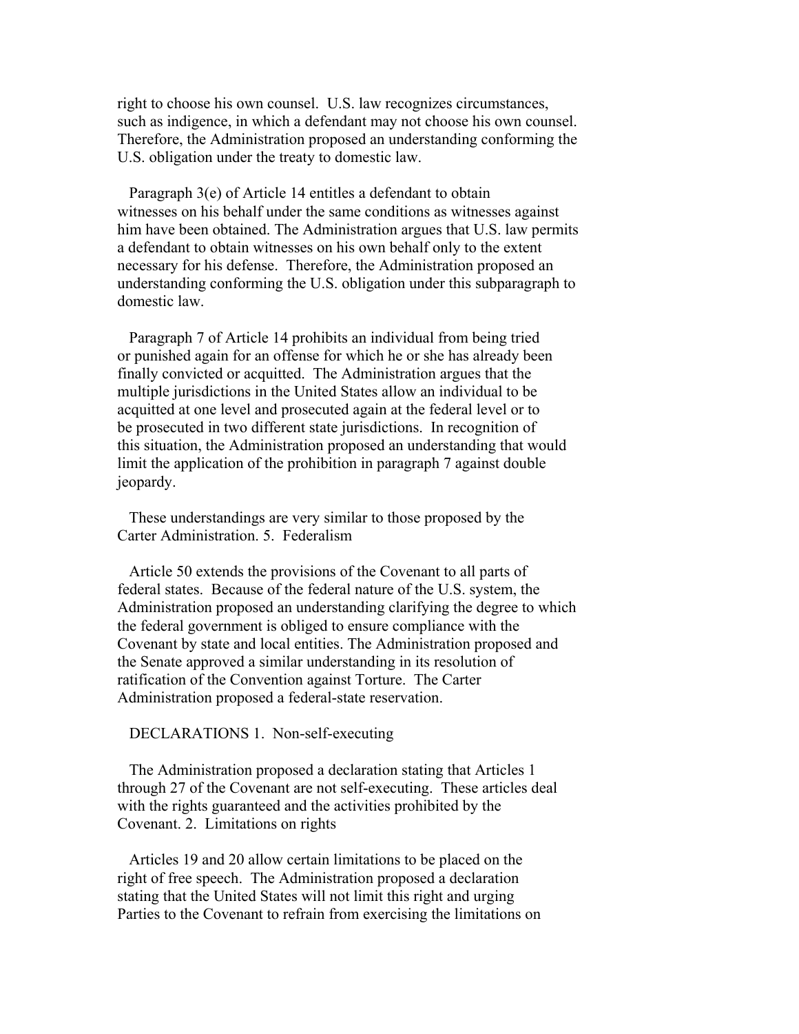right to choose his own counsel. U.S. law recognizes circumstances, such as indigence, in which a defendant may not choose his own counsel. Therefore, the Administration proposed an understanding conforming the U.S. obligation under the treaty to domestic law.

Paragraph 3(e) of Article 14 entitles a defendant to obtain witnesses on his behalf under the same conditions as witnesses against him have been obtained. The Administration argues that U.S. law permits a defendant to obtain witnesses on his own behalf only to the extent necessary for his defense. Therefore, the Administration proposed an understanding conforming the U.S. obligation under this subparagraph to domestic law.

Paragraph 7 of Article 14 prohibits an individual from being tried or punished again for an offense for which he or she has already been finally convicted or acquitted. The Administration argues that the multiple jurisdictions in the United States allow an individual to be acquitted at one level and prosecuted again at the federal level or to be prosecuted in two different state jurisdictions. In recognition of this situation, the Administration proposed an understanding that would limit the application of the prohibition in paragraph 7 against double jeopardy.

These understandings are very similar to those proposed by the Carter Administration. 5. Federalism

Article 50 extends the provisions of the Covenant to all parts of federal states. Because of the federal nature of the U.S. system, the Administration proposed an understanding clarifying the degree to which the federal government is obliged to ensure compliance with the Covenant by state and local entities. The Administration proposed and the Senate approved a similar understanding in its resolution of ratification of the Convention against Torture. The Carter Administration proposed a federal-state reservation.

DECLARATIONS 1. Non-self-executing

The Administration proposed a declaration stating that Articles 1 through 27 of the Covenant are not self-executing. These articles deal with the rights guaranteed and the activities prohibited by the Covenant. 2. Limitations on rights

Articles 19 and 20 allow certain limitations to be placed on the right of free speech. The Administration proposed a declaration stating that the United States will not limit this right and urging Parties to the Covenant to refrain from exercising the limitations on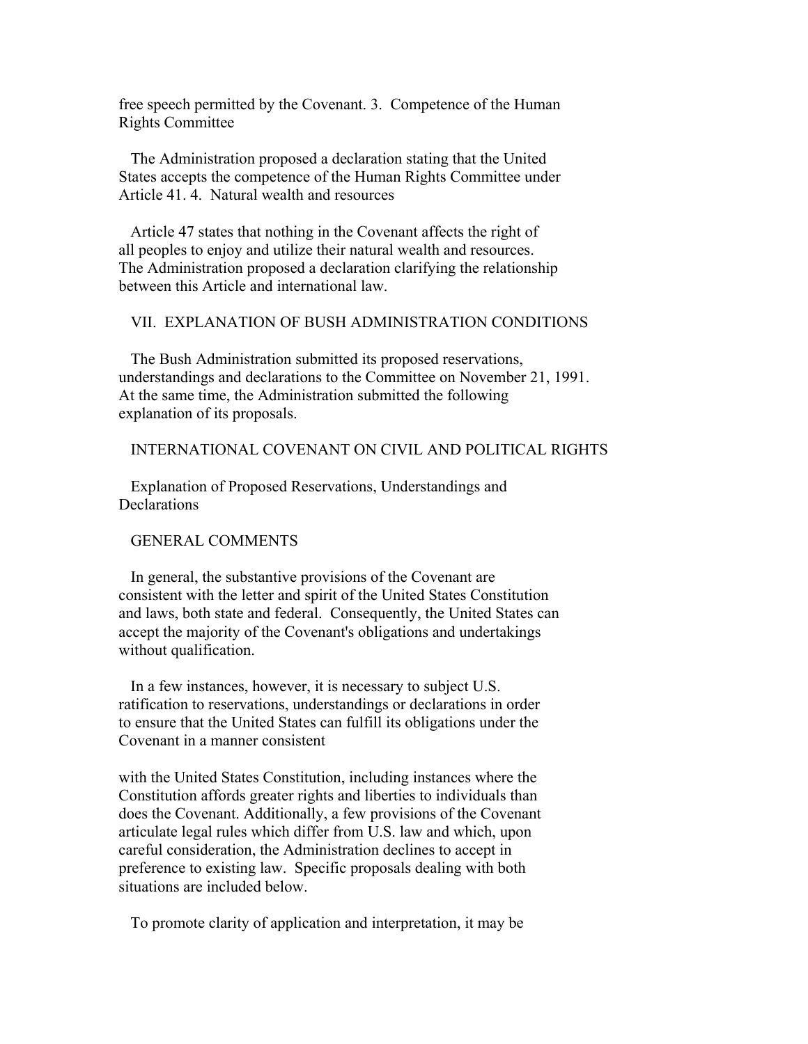free speech permitted by the Covenant.

### 3. Competence of the Human Rights Committee

The Administration proposed a declaration stating that the United States accepts the competence of the Human Rights Committee under Article 41.

### 4. Natural wealth and resources

Article 47 states that nothing in the Covenant affects the right of all peoples to enjoy and utilize their natural wealth and resources. The Administration proposed a declaration clarifying the relationship between this Article and international law.

## VII. EXPLANATION OF BUSH ADMINISTRATION CONDITIONS

The Bush Administration submitted its proposed reservations, understandings and declarations to the Committee on November 21, 1991. At the same time, the Administration submitted the following explanation of its proposals.

### INTERNATIONAL COVENANT ON CIVIL AND POLITICAL RIGHTS

Explanation of Proposed Reservations, Understandings and Declarations

### GENERAL COMMENTS

In general, the substantive provisions of the Covenant are consistent with the letter and spirit of the United States Constitution and laws, both state and federal. Consequently, the United States can accept the majority of the Covenant's obligations and undertakings without qualification.

In a few instances, however, it is necessary to subject U.S. ratification to reservations, understandings or declarations in order to ensure that the United States can fulfill its obligations under the Covenant in a manner consistent with the United States Constitution, including instances where the Constitution affords greater rights and liberties to individuals than does the Covenant. Additionally, a few provisions of the Covenant articulate legal rules which differ from U.S. law and which, upon careful consideration, the Administration declines to accept in preference to existing law. Specific proposals dealing with both situations are included below.

To promote clarity of application and interpretation, it may be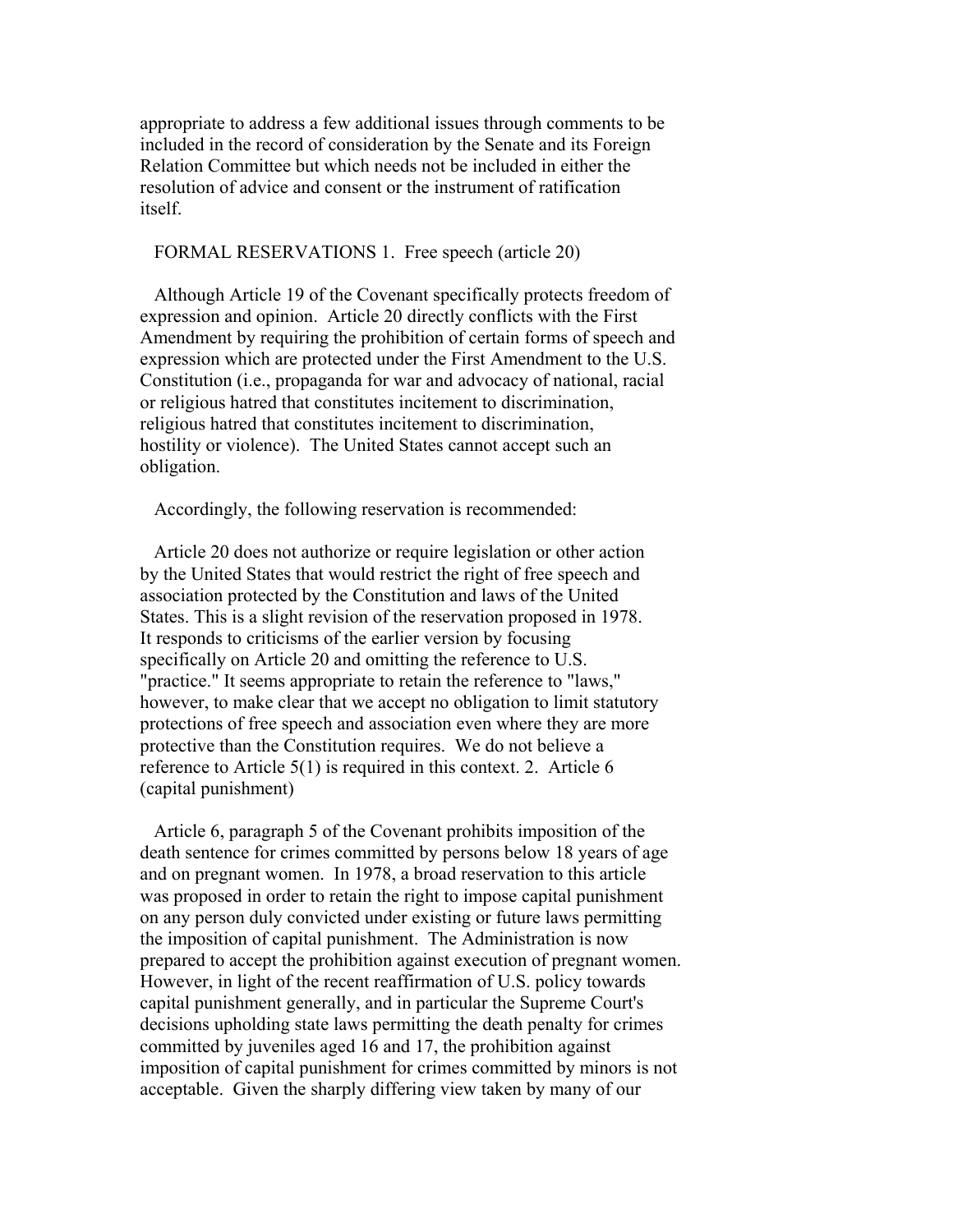appropriate to address a few additional issues through comments to be included in the record of consideration by the Senate and its Foreign Relation Committee but which needs not be included in either the resolution of advice and consent or the instrument of ratification itself.

FORMAL RESERVATIONS 1. Free speech (article 20)

Although Article 19 of the Covenant specifically protects freedom of expression and opinion. Article 20 directly conflicts with the First Amendment by requiring the prohibition of certain forms of speech and expression which are protected under the First Amendment to the U.S. Constitution (i.e., propaganda for war and advocacy of national, racial or religious hatred that constitutes incitement to discrimination, religious hatred that constitutes incitement to discrimination, hostility or violence). The United States cannot accept such an obligation.

Accordingly, the following reservation is recommended:

Article 20 does not authorize or require legislation or other action by the United States that would restrict the right of free speech and association protected by the Constitution and laws of the United States. This is a slight revision of the reservation proposed in 1978. It responds to criticisms of the earlier version by focusing specifically on Article 20 and omitting the reference to U.S. "practice." It seems appropriate to retain the reference to "laws," however, to make clear that we accept no obligation to limit statutory protections of free speech and association even where they are more protective than the Constitution requires. We do not believe a reference to Article 5(1) is required in this context. 2. Article 6 (capital punishment)

Article 6, paragraph 5 of the Covenant prohibits imposition of the death sentence for crimes committed by persons below 18 years of age and on pregnant women. In 1978, a broad reservation to this article was proposed in order to retain the right to impose capital punishment on any person duly convicted under existing or future laws permitting the imposition of capital punishment. The Administration is now prepared to accept the prohibition against execution of pregnant women. However, in light of the recent reaffirmation of U.S. policy towards capital punishment generally, and in particular the Supreme Court's decisions upholding state laws permitting the death penalty for crimes committed by juveniles aged 16 and 17, the prohibition against imposition of capital punishment for crimes committed by minors is not acceptable. Given the sharply differing view taken by many of our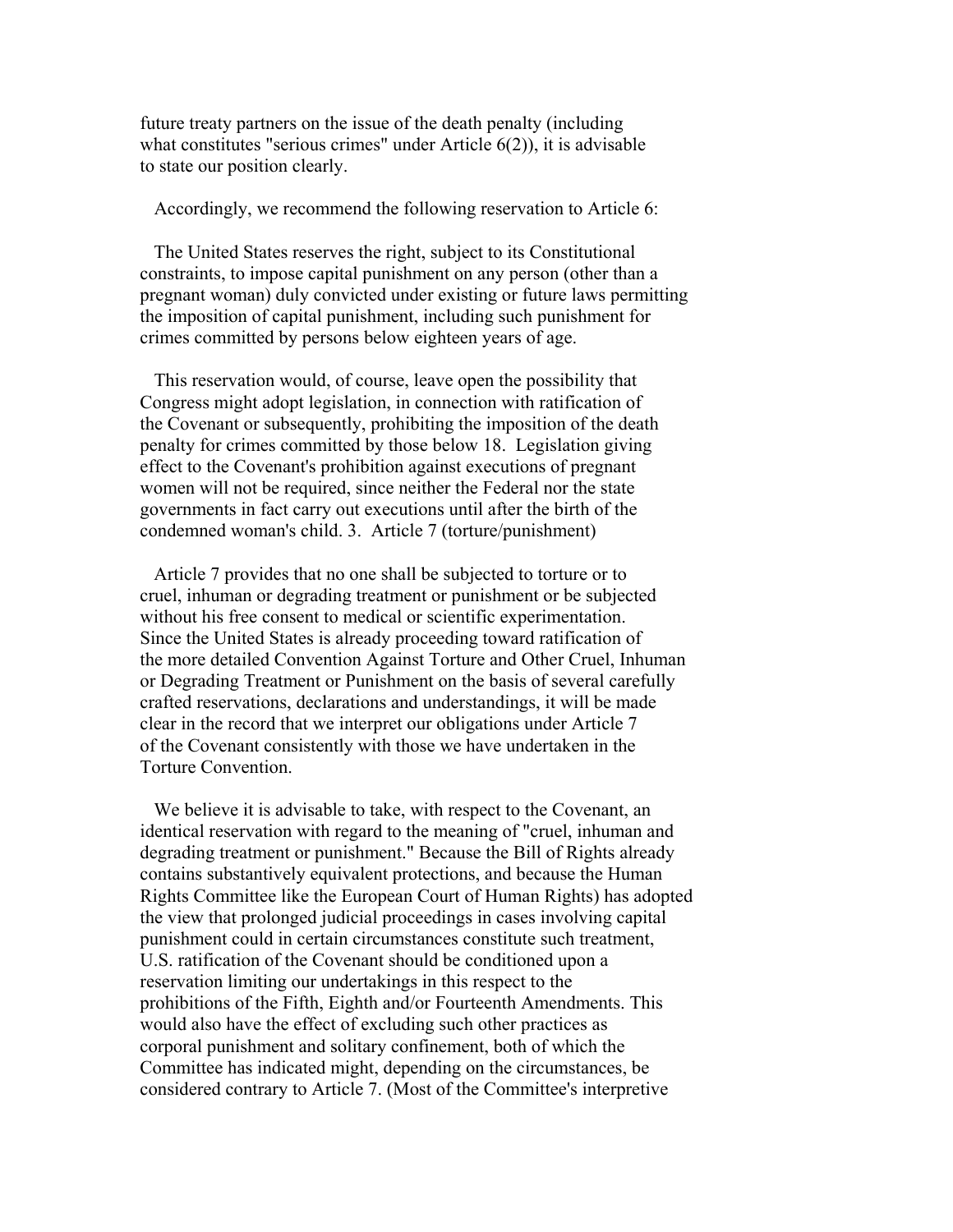future treaty partners on the issue of the death penalty (including what constitutes "serious crimes" under Article 6(2)), it is advisable to state our position clearly.

Accordingly, we recommend the following reservation to Article 6:

The United States reserves the right, subject to its Constitutional constraints, to impose capital punishment on any person (other than a pregnant woman) duly convicted under existing or future laws permitting the imposition of capital punishment, including such punishment for crimes committed by persons below eighteen years of age.

This reservation would, of course, leave open the possibility that Congress might adopt legislation, in connection with ratification of the Covenant or subsequently, prohibiting the imposition of the death penalty for crimes committed by those below 18. Legislation giving effect to the Covenant's prohibition against executions of pregnant women will not be required, since neither the Federal nor the state governments in fact carry out executions until after the birth of the condemned woman's child. 3. Article 7 (torture/punishment)

Article 7 provides that no one shall be subjected to torture or to cruel, inhuman or degrading treatment or punishment or be subjected without his free consent to medical or scientific experimentation. Since the United States is already proceeding toward ratification of the more detailed Convention Against Torture and Other Cruel, Inhuman or Degrading Treatment or Punishment on the basis of several carefully crafted reservations, declarations and understandings, it will be made clear in the record that we interpret our obligations under Article 7 of the Covenant consistently with those we have undertaken in the Torture Convention.

We believe it is advisable to take, with respect to the Covenant, an identical reservation with regard to the meaning of "cruel, inhuman and degrading treatment or punishment." Because the Bill of Rights already contains substantively equivalent protections, and because the Human Rights Committee like the European Court of Human Rights) has adopted the view that prolonged judicial proceedings in cases involving capital punishment could in certain circumstances constitute such treatment, U.S. ratification of the Covenant should be conditioned upon a reservation limiting our undertakings in this respect to the prohibitions of the Fifth, Eighth and/or Fourteenth Amendments. This would also have the effect of excluding such other practices as corporal punishment and solitary confinement, both of which the Committee has indicated might, depending on the circumstances, be considered contrary to Article 7. (Most of the Committee's interpretive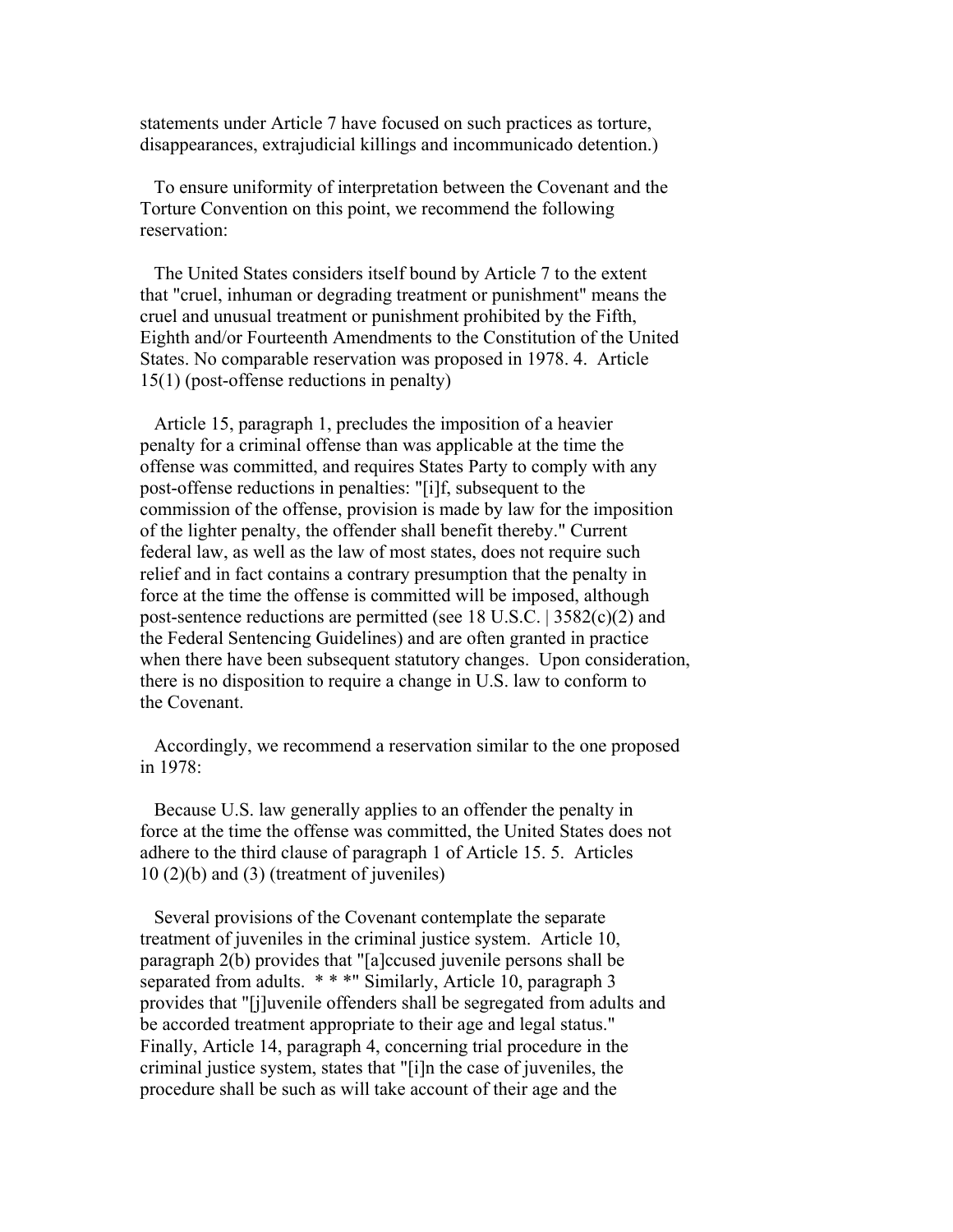statements under Article 7 have focused on such practices as torture, disappearances, extrajudicial killings and incommunicado detention.)

To ensure uniformity of interpretation between the Covenant and the Torture Convention on this point, we recommend the following reservation:

The United States considers itself bound by Article 7 to the extent that "cruel, inhuman or degrading treatment or punishment" means the cruel and unusual treatment or punishment prohibited by the Fifth, Eighth and/or Fourteenth Amendments to the Constitution of the United States. No comparable reservation was proposed in 1978.

4. Article 15(1) (post-offense reductions in penalty)

Article 15, paragraph 1, precludes the imposition of a heavier penalty for a criminal offense than was applicable at the time the offense was committed, and requires States Party to comply with any post-offense reductions in penalties: "[i]f, subsequent to the commission of the offense, provision is made by law for the imposition of the lighter penalty, the offender shall benefit thereby." Current federal law, as well as the law of most states, does not require such relief and in fact contains a contrary presumption that the penalty in force at the time the offense is committed will be imposed, although post-sentence reductions are permitted (see 18 U.S.C. | 3582(c)(2) and the Federal Sentencing Guidelines) and are often granted in practice when there have been subsequent statutory changes. Upon consideration, there is no disposition to require a change in U.S. law to conform to the Covenant.

Accordingly, we recommend a reservation similar to the one proposed in 1978:

Because U.S. law generally applies to an offender the penalty in force at the time the offense was committed, the United States does not adhere to the third clause of paragraph 1 of Article 15.

5. Articles 10 (2)(b) and (3) (treatment of juveniles)

Several provisions of the Covenant contemplate the separate treatment of juveniles in the criminal justice system. Article 10, paragraph 2(b) provides that "[a]ccused juvenile persons shall be separated from adults. * * *" Similarly, Article 10, paragraph 3 provides that "[j]uvenile offenders shall be segregated from adults and be accorded treatment appropriate to their age and legal status." Finally, Article 14, paragraph 4, concerning trial procedure in the criminal justice system, states that "[i]n the case of juveniles, the procedure shall be such as will take account of their age and the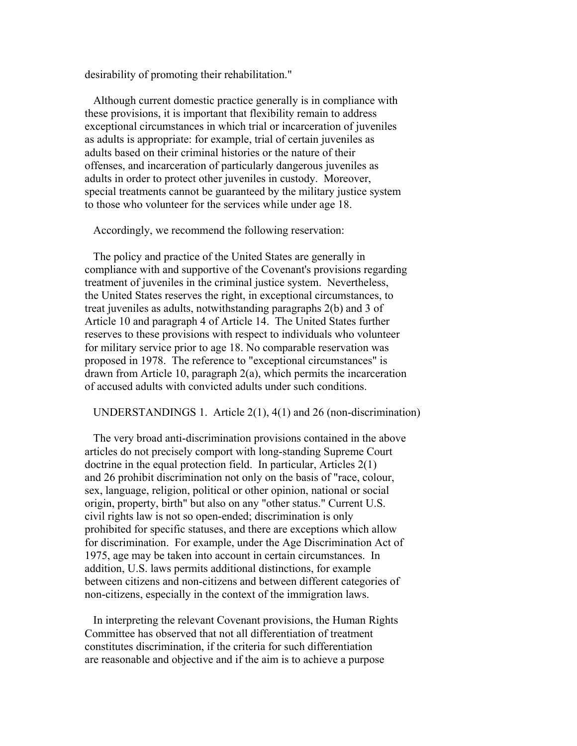desirability of promoting their rehabilitation."

Although current domestic practice generally is in compliance with these provisions, it is important that flexibility remain to address exceptional circumstances in which trial or incarceration of juveniles as adults is appropriate: for example, trial of certain juveniles as adults based on their criminal histories or the nature of their offenses, and incarceration of particularly dangerous juveniles as adults in order to protect other juveniles in custody. Moreover, special treatments cannot be guaranteed by the military justice system to those who volunteer for the services while under age 18.

Accordingly, we recommend the following reservation:

The policy and practice of the United States are generally in compliance with and supportive of the Covenant's provisions regarding treatment of juveniles in the criminal justice system. Nevertheless, the United States reserves the right, in exceptional circumstances, to treat juveniles as adults, notwithstanding paragraphs 2(b) and 3 of Article 10 and paragraph 4 of Article 14. The United States further reserves to these provisions with respect to individuals who volunteer for military service prior to age 18. No comparable reservation was proposed in 1978. The reference to "exceptional circumstances" is drawn from Article 10, paragraph 2(a), which permits the incarceration of accused adults with convicted adults under such conditions.

UNDERSTANDINGS 1. Article 2(1), 4(1) and 26 (non-discrimination)

The very broad anti-discrimination provisions contained in the above articles do not precisely comport with long-standing Supreme Court doctrine in the equal protection field. In particular, Articles 2(1) and 26 prohibit discrimination not only on the basis of "race, colour, sex, language, religion, political or other opinion, national or social origin, property, birth" but also on any "other status." Current U.S. civil rights law is not so open-ended; discrimination is only prohibited for specific statuses, and there are exceptions which allow for discrimination. For example, under the Age Discrimination Act of 1975, age may be taken into account in certain circumstances. In addition, U.S. laws permits additional distinctions, for example between citizens and non-citizens and between different categories of non-citizens, especially in the context of the immigration laws.

In interpreting the relevant Covenant provisions, the Human Rights Committee has observed that not all differentiation of treatment constitutes discrimination, if the criteria for such differentiation are reasonable and objective and if the aim is to achieve a purpose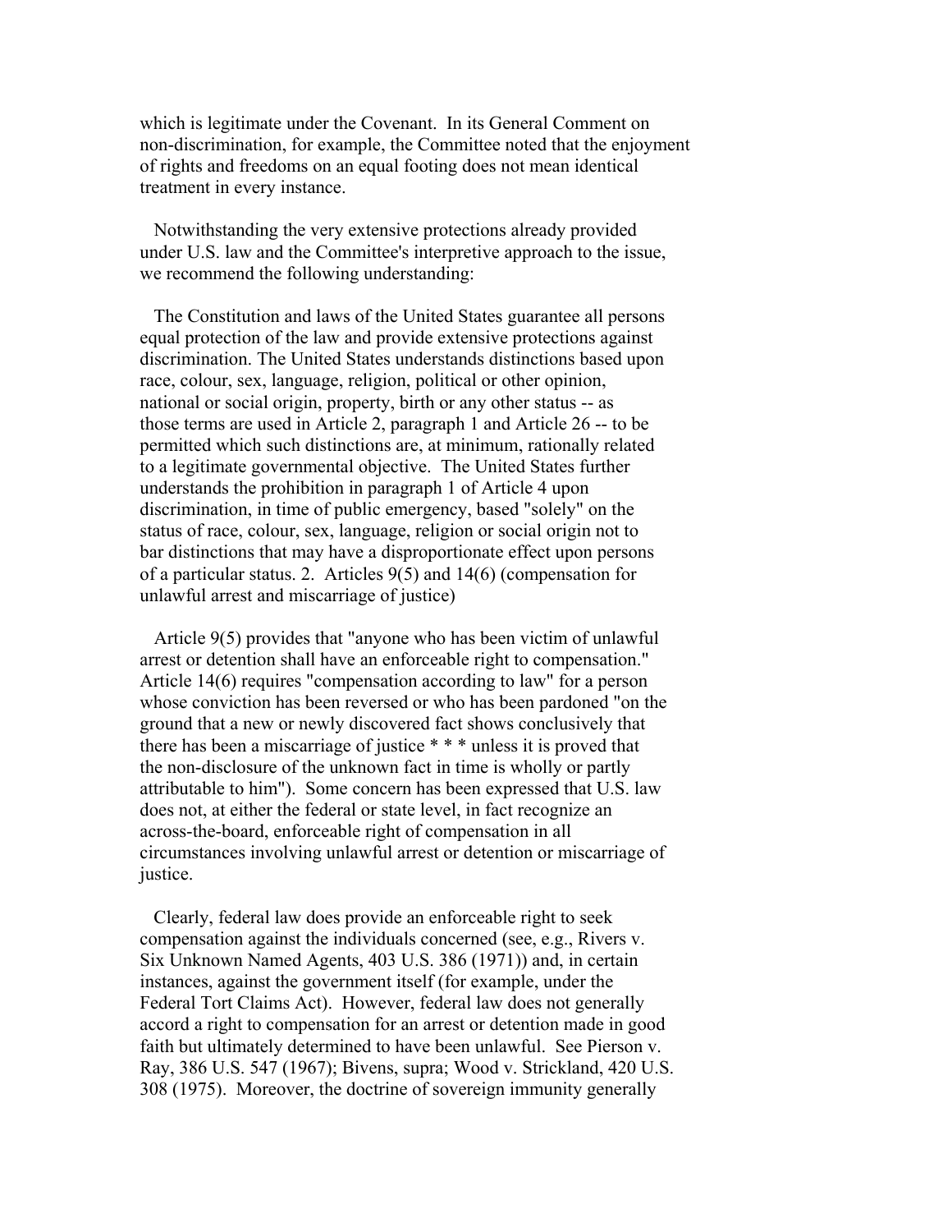which is legitimate under the Covenant. In its General Comment on non-discrimination, for example, the Committee noted that the enjoyment of rights and freedoms on an equal footing does not mean identical treatment in every instance.

Notwithstanding the very extensive protections already provided under U.S. law and the Committee's interpretive approach to the issue, we recommend the following understanding:

The Constitution and laws of the United States guarantee all persons equal protection of the law and provide extensive protections against discrimination. The United States understands distinctions based upon race, colour, sex, language, religion, political or other opinion, national or social origin, property, birth or any other status -- as those terms are used in Article 2, paragraph 1 and Article 26 -- to be permitted which such distinctions are, at minimum, rationally related to a legitimate governmental objective. The United States further understands the prohibition in paragraph 1 of Article 4 upon discrimination, in time of public emergency, based "solely" on the status of race, colour, sex, language, religion or social origin not to bar distinctions that may have a disproportionate effect upon persons of a particular status. 2. Articles 9(5) and 14(6) (compensation for unlawful arrest and miscarriage of justice)

Article 9(5) provides that "anyone who has been victim of unlawful arrest or detention shall have an enforceable right to compensation." Article 14(6) requires "compensation according to law" for a person whose conviction has been reversed or who has been pardoned "on the ground that a new or newly discovered fact shows conclusively that there has been a miscarriage of justice * * * unless it is proved that the non-disclosure of the unknown fact in time is wholly or partly attributable to him"). Some concern has been expressed that U.S. law does not, at either the federal or state level, in fact recognize an across-the-board, enforceable right of compensation in all circumstances involving unlawful arrest or detention or miscarriage of justice.

Clearly, federal law does provide an enforceable right to seek compensation against the individuals concerned (see, e.g., Rivers v. Six Unknown Named Agents, 403 U.S. 386 (1971)) and, in certain instances, against the government itself (for example, under the Federal Tort Claims Act). However, federal law does not generally accord a right to compensation for an arrest or detention made in good faith but ultimately determined to have been unlawful. See Pierson v. Ray, 386 U.S. 547 (1967); Bivens, supra; Wood v. Strickland, 420 U.S. 308 (1975). Moreover, the doctrine of sovereign immunity generally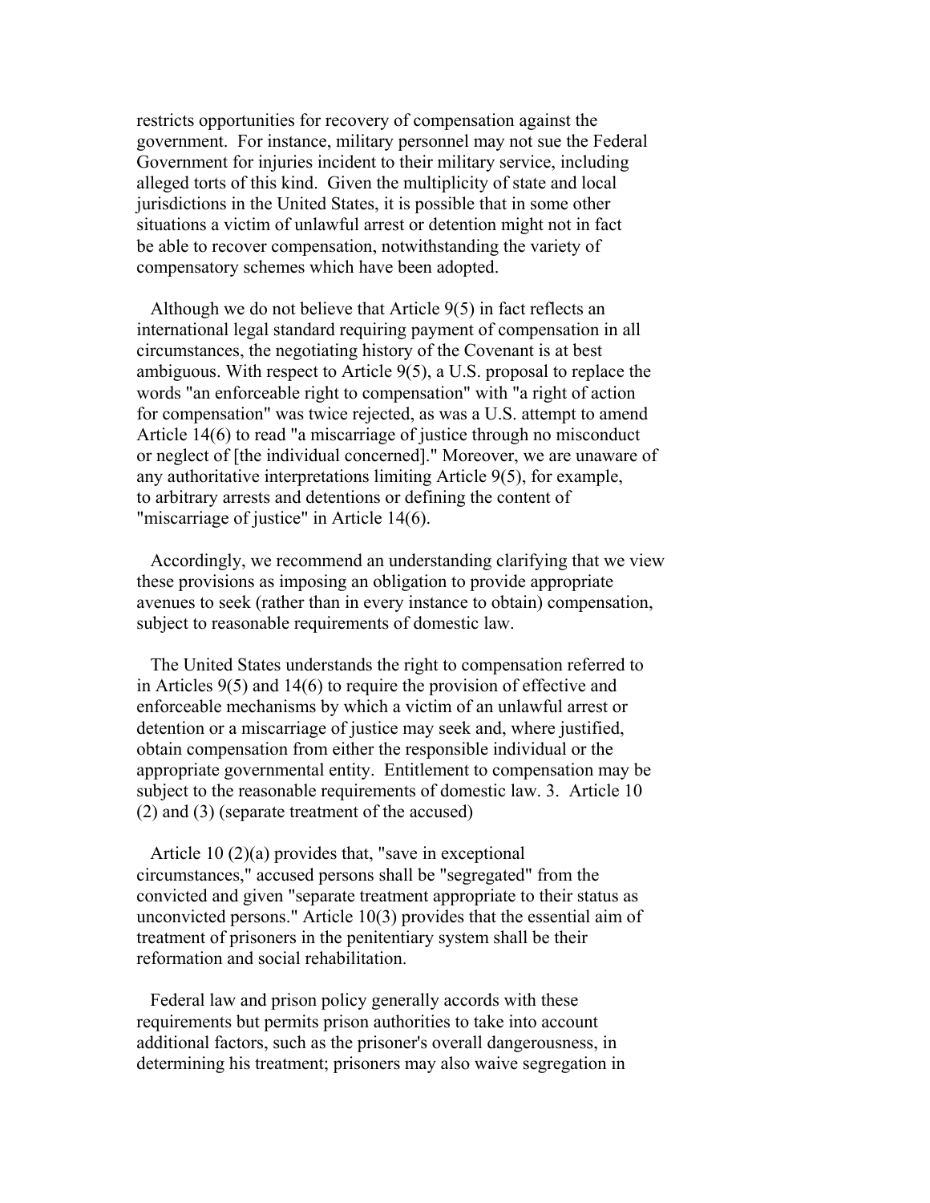restricts opportunities for recovery of compensation against the government. For instance, military personnel may not sue the Federal Government for injuries incident to their military service, including alleged torts of this kind. Given the multiplicity of state and local jurisdictions in the United States, it is possible that in some other situations a victim of unlawful arrest or detention might not in fact be able to recover compensation, notwithstanding the variety of compensatory schemes which have been adopted.

Although we do not believe that Article 9(5) in fact reflects an international legal standard requiring payment of compensation in all circumstances, the negotiating history of the Covenant is at best ambiguous. With respect to Article 9(5), a U.S. proposal to replace the words "an enforceable right to compensation" with "a right of action for compensation" was twice rejected, as was a U.S. attempt to amend Article 14(6) to read "a miscarriage of justice through no misconduct or neglect of [the individual concerned]." Moreover, we are unaware of any authoritative interpretations limiting Article 9(5), for example, to arbitrary arrests and detentions or defining the content of "miscarriage of justice" in Article 14(6).

Accordingly, we recommend an understanding clarifying that we view these provisions as imposing an obligation to provide appropriate avenues to seek (rather than in every instance to obtain) compensation, subject to reasonable requirements of domestic law.

The United States understands the right to compensation referred to in Articles 9(5) and 14(6) to require the provision of effective and enforceable mechanisms by which a victim of an unlawful arrest or detention or a miscarriage of justice may seek and, where justified, obtain compensation from either the responsible individual or the appropriate governmental entity. Entitlement to compensation may be subject to the reasonable requirements of domestic law. 3. Article 10 (2) and (3) (separate treatment of the accused)

Article 10 (2)(a) provides that, "save in exceptional circumstances," accused persons shall be "segregated" from the convicted and given "separate treatment appropriate to their status as unconvicted persons." Article 10(3) provides that the essential aim of treatment of prisoners in the penitentiary system shall be their reformation and social rehabilitation.

Federal law and prison policy generally accords with these requirements but permits prison authorities to take into account additional factors, such as the prisoner's overall dangerousness, in determining his treatment; prisoners may also waive segregation in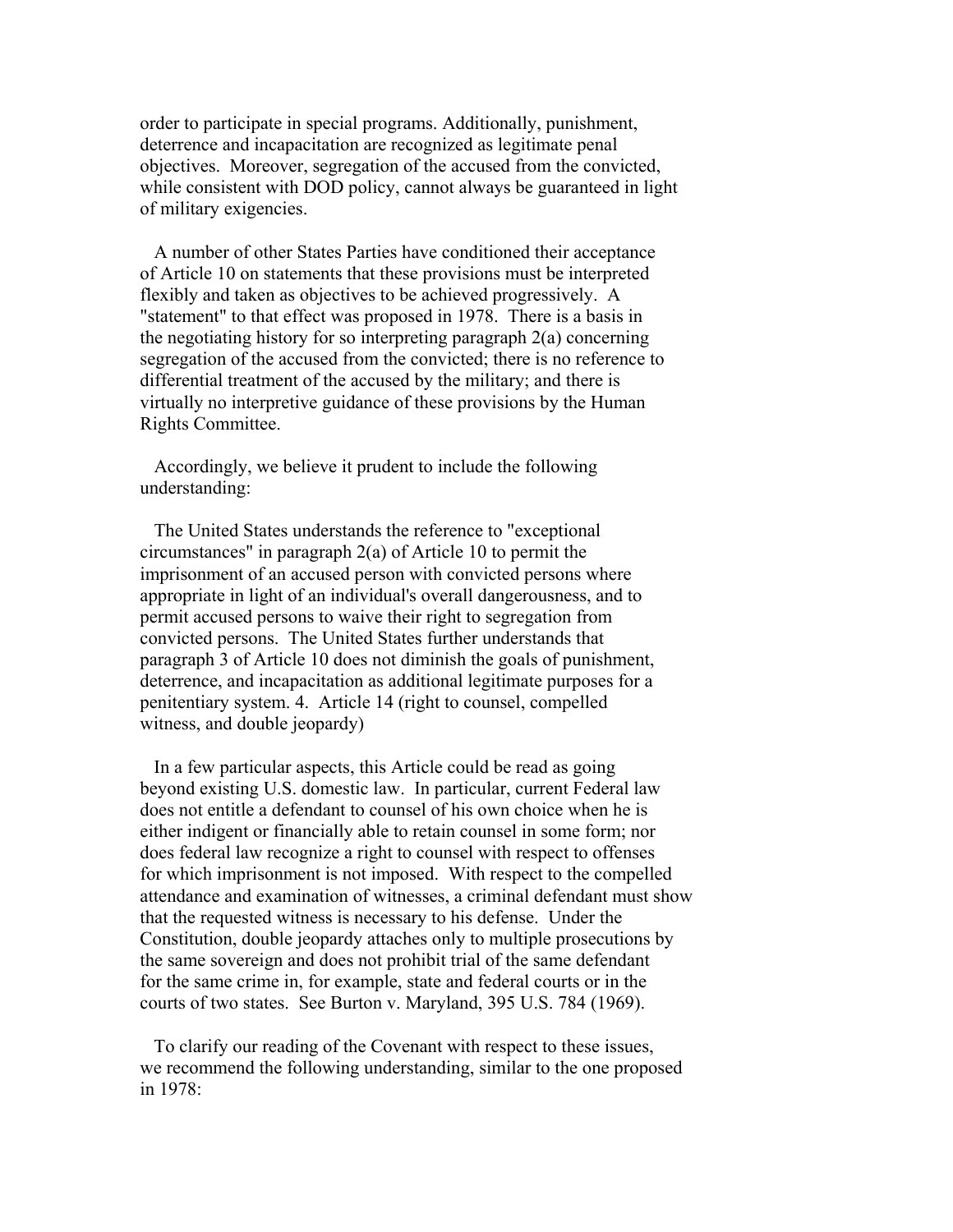order to participate in special programs. Additionally, punishment, deterrence and incapacitation are recognized as legitimate penal objectives. Moreover, segregation of the accused from the convicted, while consistent with DOD policy, cannot always be guaranteed in light of military exigencies.

A number of other States Parties have conditioned their acceptance of Article 10 on statements that these provisions must be interpreted flexibly and taken as objectives to be achieved progressively. A "statement" to that effect was proposed in 1978. There is a basis in the negotiating history for so interpreting paragraph 2(a) concerning segregation of the accused from the convicted; there is no reference to differential treatment of the accused by the military; and there is virtually no interpretive guidance of these provisions by the Human Rights Committee.

Accordingly, we believe it prudent to include the following understanding:

The United States understands the reference to "exceptional circumstances" in paragraph 2(a) of Article 10 to permit the imprisonment of an accused person with convicted persons where appropriate in light of an individual's overall dangerousness, and to permit accused persons to waive their right to segregation from convicted persons. The United States further understands that paragraph 3 of Article 10 does not diminish the goals of punishment, deterrence, and incapacitation as additional legitimate purposes for a penitentiary system. 4. Article 14 (right to counsel, compelled witness, and double jeopardy)

In a few particular aspects, this Article could be read as going beyond existing U.S. domestic law. In particular, current Federal law does not entitle a defendant to counsel of his own choice when he is either indigent or financially able to retain counsel in some form; nor does federal law recognize a right to counsel with respect to offenses for which imprisonment is not imposed. With respect to the compelled attendance and examination of witnesses, a criminal defendant must show that the requested witness is necessary to his defense. Under the Constitution, double jeopardy attaches only to multiple prosecutions by the same sovereign and does not prohibit trial of the same defendant for the same crime in, for example, state and federal courts or in the courts of two states. See Burton v. Maryland, 395 U.S. 784 (1969).

To clarify our reading of the Covenant with respect to these issues, we recommend the following understanding, similar to the one proposed in 1978: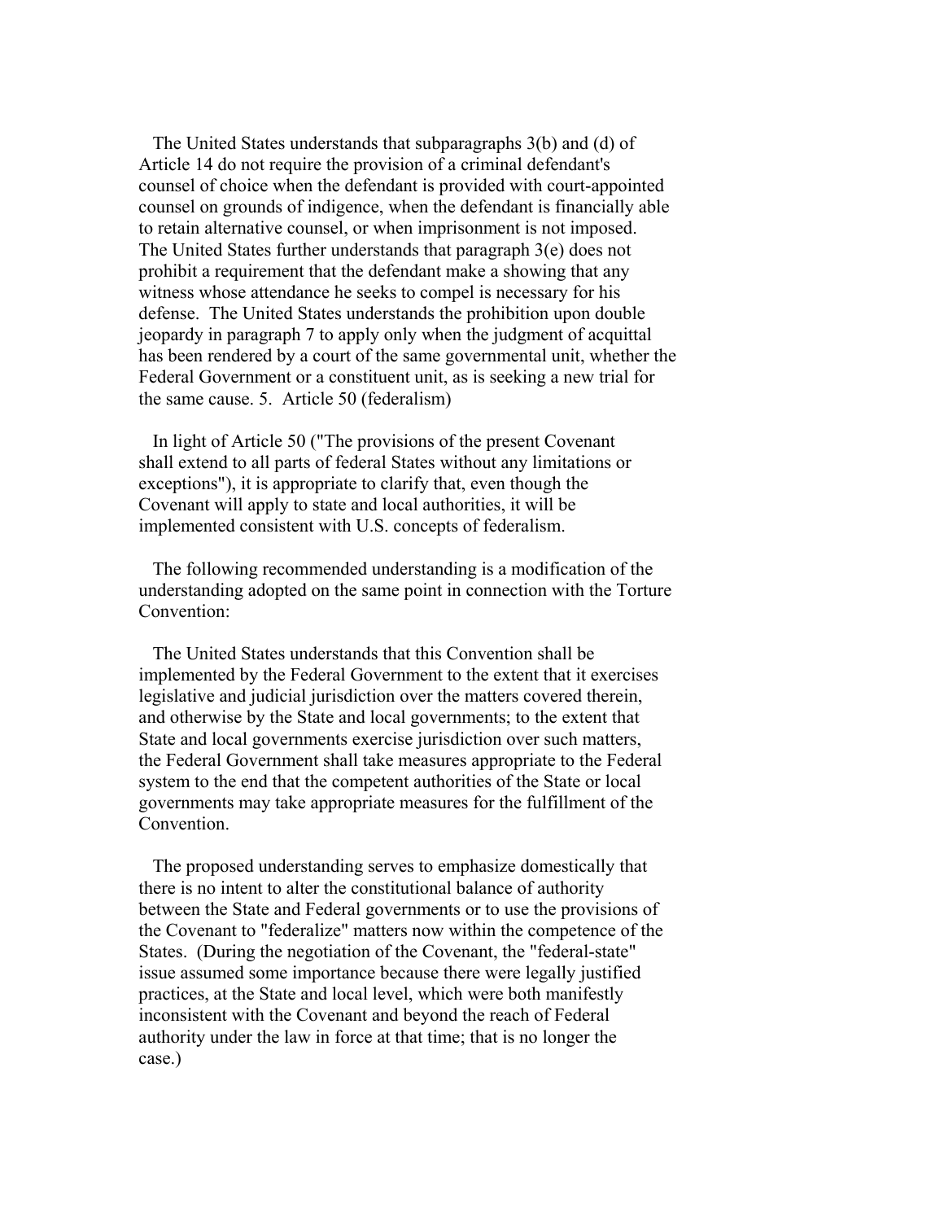The United States understands that subparagraphs 3(b) and (d) of Article 14 do not require the provision of a criminal defendant's counsel of choice when the defendant is provided with court-appointed counsel on grounds of indigence, when the defendant is financially able to retain alternative counsel, or when imprisonment is not imposed. The United States further understands that paragraph 3(e) does not prohibit a requirement that the defendant make a showing that any witness whose attendance he seeks to compel is necessary for his defense. The United States understands the prohibition upon double jeopardy in paragraph 7 to apply only when the judgment of acquittal has been rendered by a court of the same governmental unit, whether the Federal Government or a constituent unit, as is seeking a new trial for the same cause. 5. Article 50 (federalism)

In light of Article 50 ("The provisions of the present Covenant shall extend to all parts of federal States without any limitations or exceptions"), it is appropriate to clarify that, even though the Covenant will apply to state and local authorities, it will be implemented consistent with U.S. concepts of federalism.

The following recommended understanding is a modification of the understanding adopted on the same point in connection with the Torture Convention:

The United States understands that this Convention shall be implemented by the Federal Government to the extent that it exercises legislative and judicial jurisdiction over the matters covered therein, and otherwise by the State and local governments; to the extent that State and local governments exercise jurisdiction over such matters, the Federal Government shall take measures appropriate to the Federal system to the end that the competent authorities of the State or local governments may take appropriate measures for the fulfillment of the Convention.

The proposed understanding serves to emphasize domestically that there is no intent to alter the constitutional balance of authority between the State and Federal governments or to use the provisions of the Covenant to "federalize" matters now within the competence of the States. (During the negotiation of the Covenant, the "federal-state" issue assumed some importance because there were legally justified practices, at the State and local level, which were both manifestly inconsistent with the Covenant and beyond the reach of Federal authority under the law in force at that time; that is no longer the case.)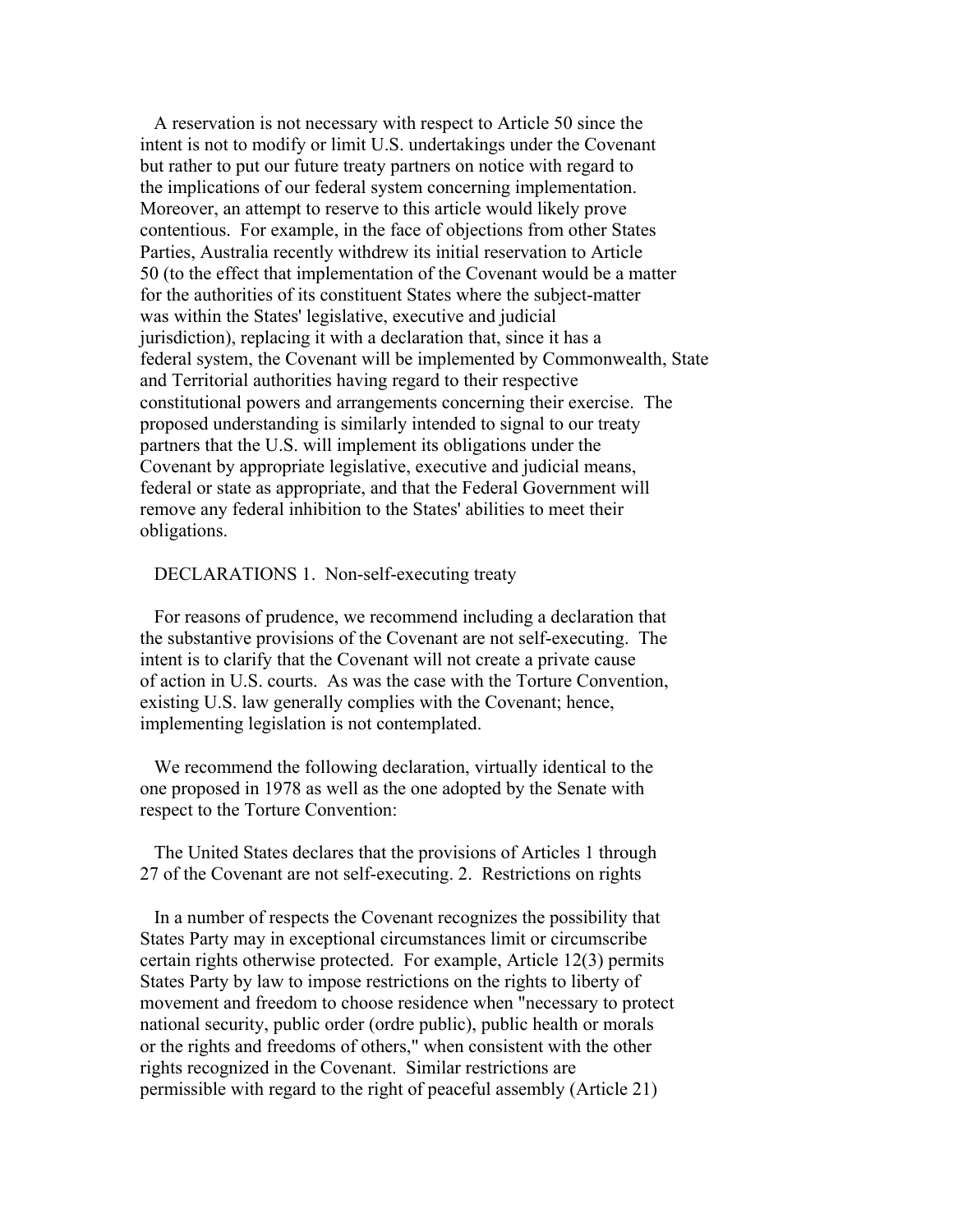A reservation is not necessary with respect to Article 50 since the intent is not to modify or limit U.S. undertakings under the Covenant but rather to put our future treaty partners on notice with regard to the implications of our federal system concerning implementation. Moreover, an attempt to reserve to this article would likely prove contentious. For example, in the face of objections from other States Parties, Australia recently withdrew its initial reservation to Article 50 (to the effect that implementation of the Covenant would be a matter for the authorities of its constituent States where the subject-matter was within the States' legislative, executive and judicial jurisdiction), replacing it with a declaration that, since it has a federal system, the Covenant will be implemented by Commonwealth, State and Territorial authorities having regard to their respective constitutional powers and arrangements concerning their exercise. The proposed understanding is similarly intended to signal to our treaty partners that the U.S. will implement its obligations under the Covenant by appropriate legislative, executive and judicial means, federal or state as appropriate, and that the Federal Government will remove any federal inhibition to the States' abilities to meet their obligations.

DECLARATIONS 1. Non-self-executing treaty

For reasons of prudence, we recommend including a declaration that the substantive provisions of the Covenant are not self-executing. The intent is to clarify that the Covenant will not create a private cause of action in U.S. courts. As was the case with the Torture Convention, existing U.S. law generally complies with the Covenant; hence, implementing legislation is not contemplated.

We recommend the following declaration, virtually identical to the one proposed in 1978 as well as the one adopted by the Senate with respect to the Torture Convention:

The United States declares that the provisions of Articles 1 through 27 of the Covenant are not self-executing. 2. Restrictions on rights

In a number of respects the Covenant recognizes the possibility that States Party may in exceptional circumstances limit or circumscribe certain rights otherwise protected. For example, Article 12(3) permits States Party by law to impose restrictions on the rights to liberty of movement and freedom to choose residence when "necessary to protect national security, public order (ordre public), public health or morals or the rights and freedoms of others," when consistent with the other rights recognized in the Covenant. Similar restrictions are permissible with regard to the right of peaceful assembly (Article 21)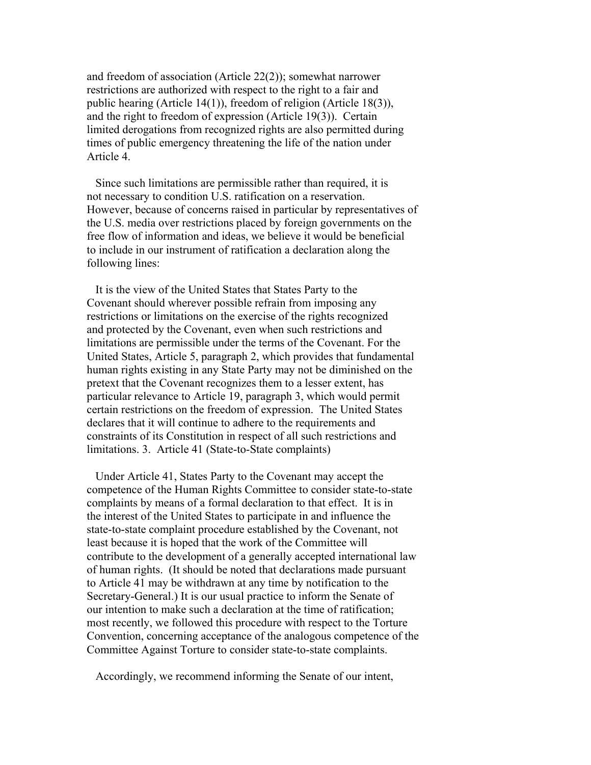and freedom of association (Article 22(2)); somewhat narrower restrictions are authorized with respect to the right to a fair and public hearing (Article 14(1)), freedom of religion (Article 18(3)), and the right to freedom of expression (Article 19(3)). Certain limited derogations from recognized rights are also permitted during times of public emergency threatening the life of the nation under Article 4.

Since such limitations are permissible rather than required, it is not necessary to condition U.S. ratification on a reservation. However, because of concerns raised in particular by representatives of the U.S. media over restrictions placed by foreign governments on the free flow of information and ideas, we believe it would be beneficial to include in our instrument of ratification a declaration along the following lines:

It is the view of the United States that States Party to the Covenant should wherever possible refrain from imposing any restrictions or limitations on the exercise of the rights recognized and protected by the Covenant, even when such restrictions and limitations are permissible under the terms of the Covenant. For the United States, Article 5, paragraph 2, which provides that fundamental human rights existing in any State Party may not be diminished on the pretext that the Covenant recognizes them to a lesser extent, has particular relevance to Article 19, paragraph 3, which would permit certain restrictions on the freedom of expression. The United States declares that it will continue to adhere to the requirements and constraints of its Constitution in respect of all such restrictions and limitations. 3. Article 41 (State-to-State complaints)

Under Article 41, States Party to the Covenant may accept the competence of the Human Rights Committee to consider state-to-state complaints by means of a formal declaration to that effect. It is in the interest of the United States to participate in and influence the state-to-state complaint procedure established by the Covenant, not least because it is hoped that the work of the Committee will contribute to the development of a generally accepted international law of human rights. (It should be noted that declarations made pursuant to Article 41 may be withdrawn at any time by notification to the Secretary-General.) It is our usual practice to inform the Senate of our intention to make such a declaration at the time of ratification; most recently, we followed this procedure with respect to the Torture Convention, concerning acceptance of the analogous competence of the Committee Against Torture to consider state-to-state complaints.

Accordingly, we recommend informing the Senate of our intent,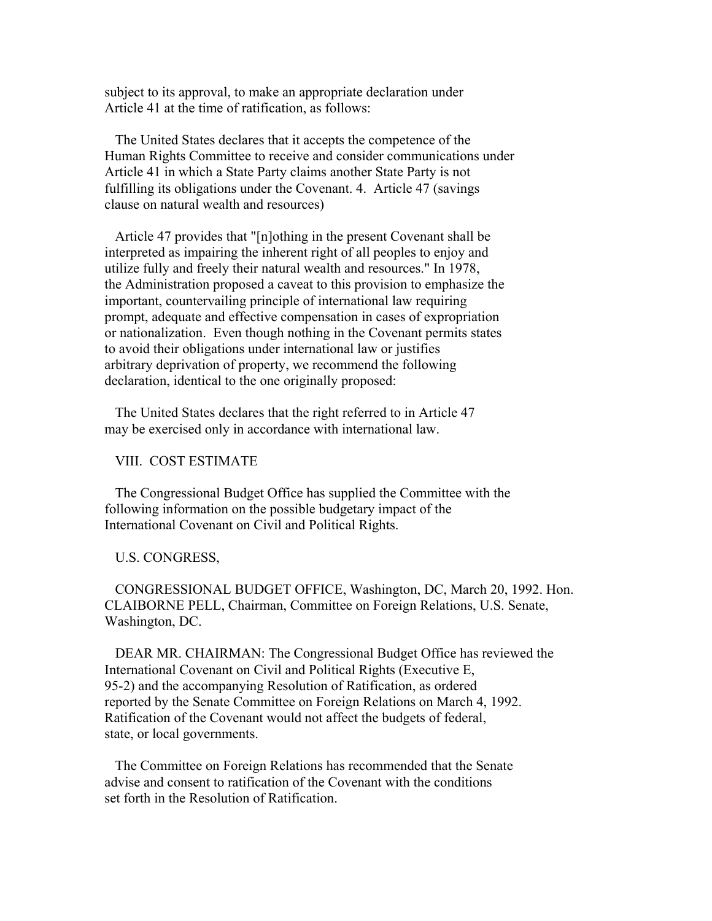subject to its approval, to make an appropriate declaration under Article 41 at the time of ratification, as follows:

The United States declares that it accepts the competence of the Human Rights Committee to receive and consider communications under Article 41 in which a State Party claims another State Party is not fulfilling its obligations under the Covenant. 4. Article 47 (savings clause on natural wealth and resources)

Article 47 provides that "[n]othing in the present Covenant shall be interpreted as impairing the inherent right of all peoples to enjoy and utilize fully and freely their natural wealth and resources." In 1978, the Administration proposed a caveat to this provision to emphasize the important, countervailing principle of international law requiring prompt, adequate and effective compensation in cases of expropriation or nationalization. Even though nothing in the Covenant permits states to avoid their obligations under international law or justifies arbitrary deprivation of property, we recommend the following declaration, identical to the one originally proposed:

The United States declares that the right referred to in Article 47 may be exercised only in accordance with international law.

## VIII. COST ESTIMATE

The Congressional Budget Office has supplied the Committee with the following information on the possible budgetary impact of the International Covenant on Civil and Political Rights.

U.S. CONGRESS,

CONGRESSIONAL BUDGET OFFICE, Washington, DC, March 20, 1992. Hon. CLAIBORNE PELL, Chairman, Committee on Foreign Relations, U.S. Senate, Washington, DC.

DEAR MR. CHAIRMAN: The Congressional Budget Office has reviewed the International Covenant on Civil and Political Rights (Executive E, 95-2) and the accompanying Resolution of Ratification, as ordered reported by the Senate Committee on Foreign Relations on March 4, 1992. Ratification of the Covenant would not affect the budgets of federal, state, or local governments.

The Committee on Foreign Relations has recommended that the Senate advise and consent to ratification of the Covenant with the conditions set forth in the Resolution of Ratification.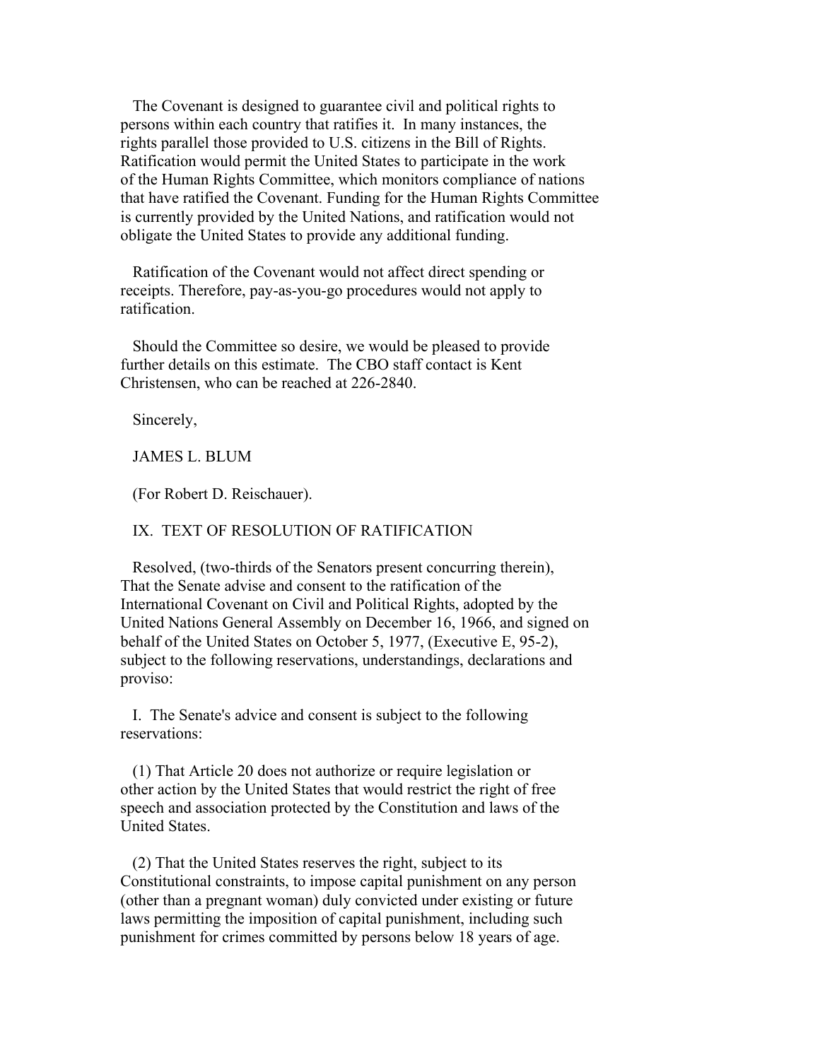The Covenant is designed to guarantee civil and political rights to persons within each country that ratifies it. In many instances, the rights parallel those provided to U.S. citizens in the Bill of Rights. Ratification would permit the United States to participate in the work of the Human Rights Committee, which monitors compliance of nations that have ratified the Covenant. Funding for the Human Rights Committee is currently provided by the United Nations, and ratification would not obligate the United States to provide any additional funding.

Ratification of the Covenant would not affect direct spending or receipts. Therefore, pay-as-you-go procedures would not apply to ratification.

Should the Committee so desire, we would be pleased to provide further details on this estimate. The CBO staff contact is Kent Christensen, who can be reached at 226-2840.

Sincerely,

JAMES L. BLUM

(For Robert D. Reischauer).

## IX. TEXT OF RESOLUTION OF RATIFICATION

Resolved, (two-thirds of the Senators present concurring therein), That the Senate advise and consent to the ratification of the International Covenant on Civil and Political Rights, adopted by the United Nations General Assembly on December 16, 1966, and signed on behalf of the United States on October 5, 1977, (Executive E, 95-2), subject to the following reservations, understandings, declarations and proviso:

I. The Senate's advice and consent is subject to the following reservations:

(1) That Article 20 does not authorize or require legislation or other action by the United States that would restrict the right of free speech and association protected by the Constitution and laws of the United States.

(2) That the United States reserves the right, subject to its Constitutional constraints, to impose capital punishment on any person (other than a pregnant woman) duly convicted under existing or future laws permitting the imposition of capital punishment, including such punishment for crimes committed by persons below 18 years of age.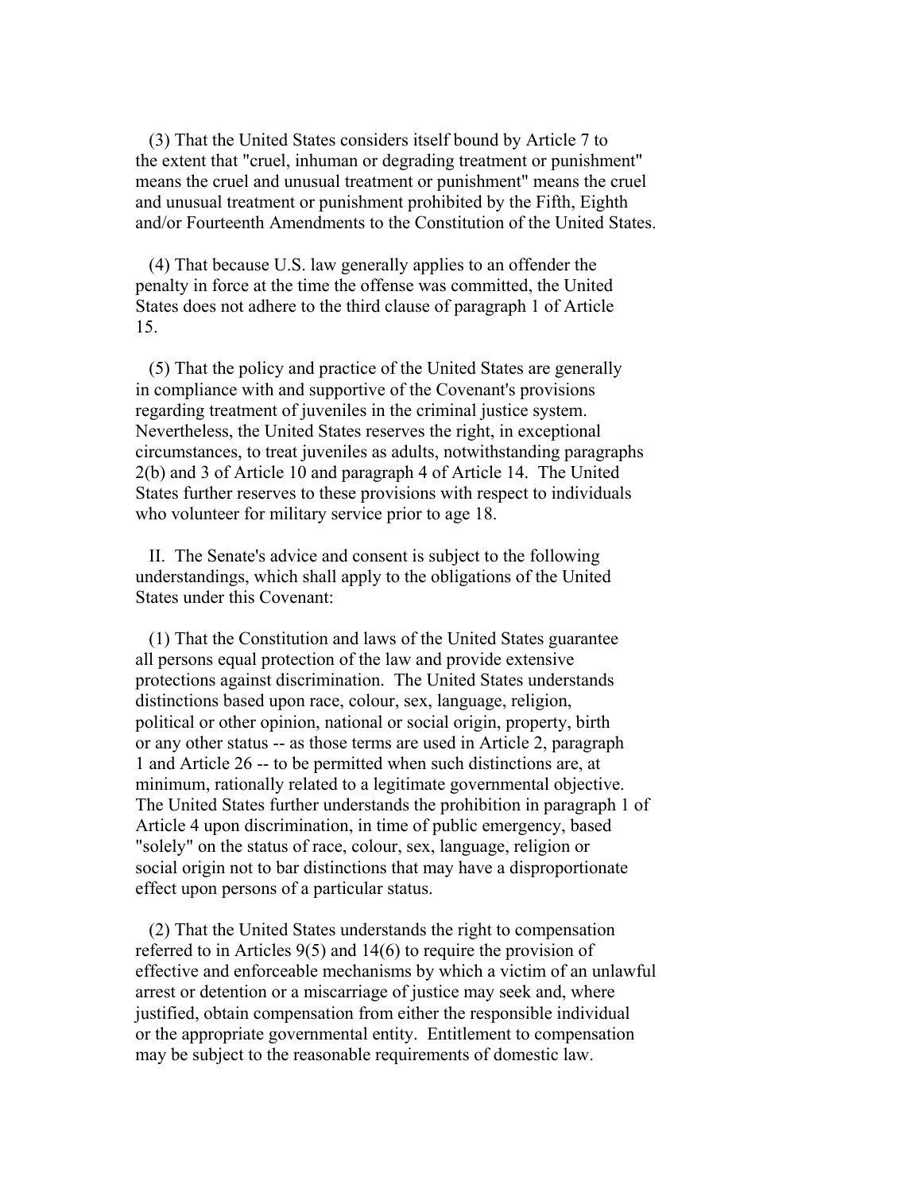(3) That the United States considers itself bound by Article 7 to the extent that "cruel, inhuman or degrading treatment or punishment" means the cruel and unusual treatment or punishment" means the cruel and unusual treatment or punishment prohibited by the Fifth, Eighth and/or Fourteenth Amendments to the Constitution of the United States.

(4) That because U.S. law generally applies to an offender the penalty in force at the time the offense was committed, the United States does not adhere to the third clause of paragraph 1 of Article 15.

(5) That the policy and practice of the United States are generally in compliance with and supportive of the Covenant's provisions regarding treatment of juveniles in the criminal justice system. Nevertheless, the United States reserves the right, in exceptional circumstances, to treat juveniles as adults, notwithstanding paragraphs 2(b) and 3 of Article 10 and paragraph 4 of Article 14. The United States further reserves to these provisions with respect to individuals who volunteer for military service prior to age 18.

II. The Senate's advice and consent is subject to the following understandings, which shall apply to the obligations of the United States under this Covenant:

(1) That the Constitution and laws of the United States guarantee all persons equal protection of the law and provide extensive protections against discrimination. The United States understands distinctions based upon race, colour, sex, language, religion, political or other opinion, national or social origin, property, birth or any other status -- as those terms are used in Article 2, paragraph 1 and Article 26 -- to be permitted when such distinctions are, at minimum, rationally related to a legitimate governmental objective. The United States further understands the prohibition in paragraph 1 of Article 4 upon discrimination, in time of public emergency, based "solely" on the status of race, colour, sex, language, religion or social origin not to bar distinctions that may have a disproportionate effect upon persons of a particular status.

(2) That the United States understands the right to compensation referred to in Articles 9(5) and 14(6) to require the provision of effective and enforceable mechanisms by which a victim of an unlawful arrest or detention or a miscarriage of justice may seek and, where justified, obtain compensation from either the responsible individual or the appropriate governmental entity. Entitlement to compensation may be subject to the reasonable requirements of domestic law.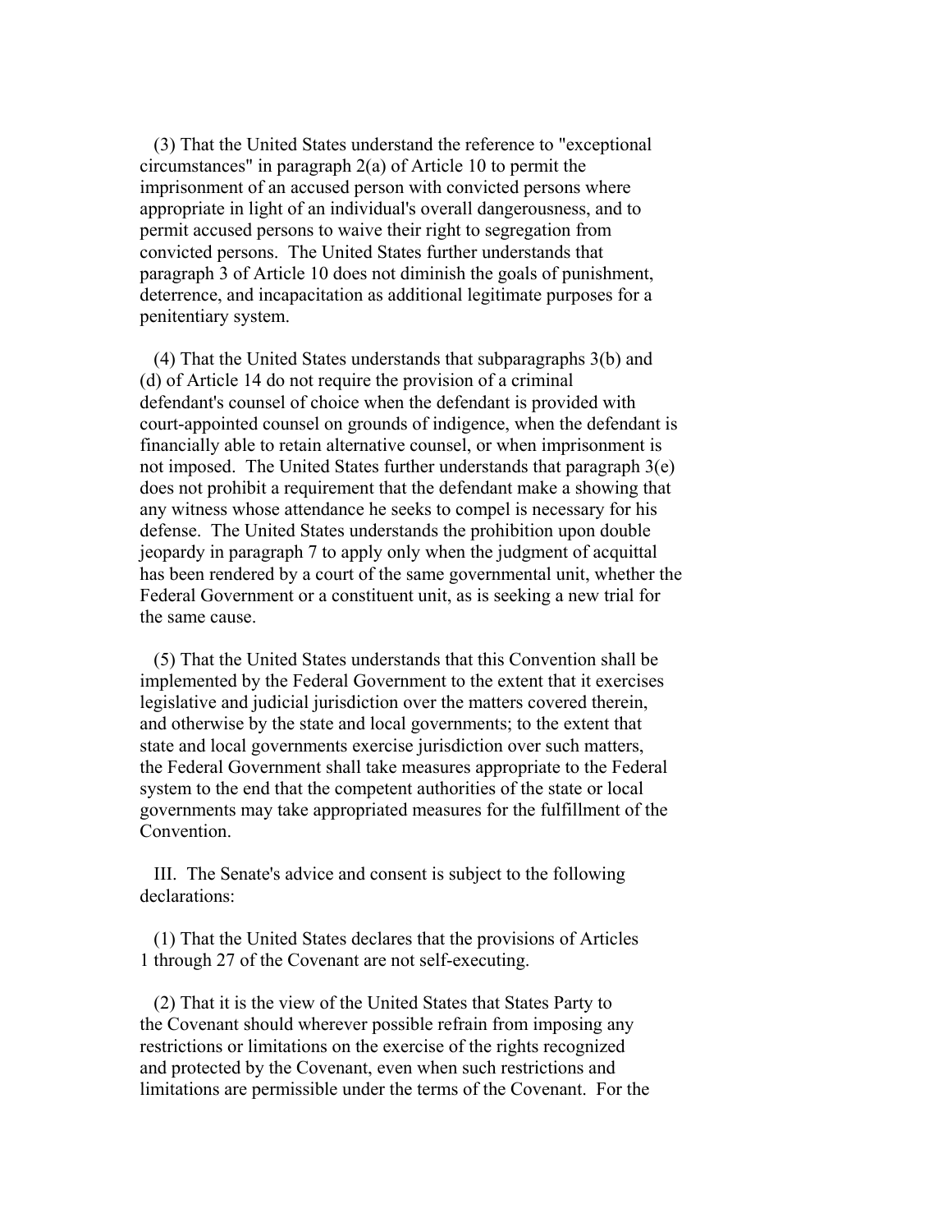(3) That the United States understand the reference to "exceptional circumstances" in paragraph 2(a) of Article 10 to permit the imprisonment of an accused person with convicted persons where appropriate in light of an individual's overall dangerousness, and to permit accused persons to waive their right to segregation from convicted persons. The United States further understands that paragraph 3 of Article 10 does not diminish the goals of punishment, deterrence, and incapacitation as additional legitimate purposes for a penitentiary system.

(4) That the United States understands that subparagraphs 3(b) and (d) of Article 14 do not require the provision of a criminal defendant's counsel of choice when the defendant is provided with court-appointed counsel on grounds of indigence, when the defendant is financially able to retain alternative counsel, or when imprisonment is not imposed. The United States further understands that paragraph 3(e) does not prohibit a requirement that the defendant make a showing that any witness whose attendance he seeks to compel is necessary for his defense. The United States understands the prohibition upon double jeopardy in paragraph 7 to apply only when the judgment of acquittal has been rendered by a court of the same governmental unit, whether the Federal Government or a constituent unit, as is seeking a new trial for the same cause.

(5) That the United States understands that this Convention shall be implemented by the Federal Government to the extent that it exercises legislative and judicial jurisdiction over the matters covered therein, and otherwise by the state and local governments; to the extent that state and local governments exercise jurisdiction over such matters, the Federal Government shall take measures appropriate to the Federal system to the end that the competent authorities of the state or local governments may take appropriated measures for the fulfillment of the Convention.

III. The Senate's advice and consent is subject to the following declarations:

(1) That the United States declares that the provisions of Articles 1 through 27 of the Covenant are not self-executing.

(2) That it is the view of the United States that States Party to the Covenant should wherever possible refrain from imposing any restrictions or limitations on the exercise of the rights recognized and protected by the Covenant, even when such restrictions and limitations are permissible under the terms of the Covenant. For the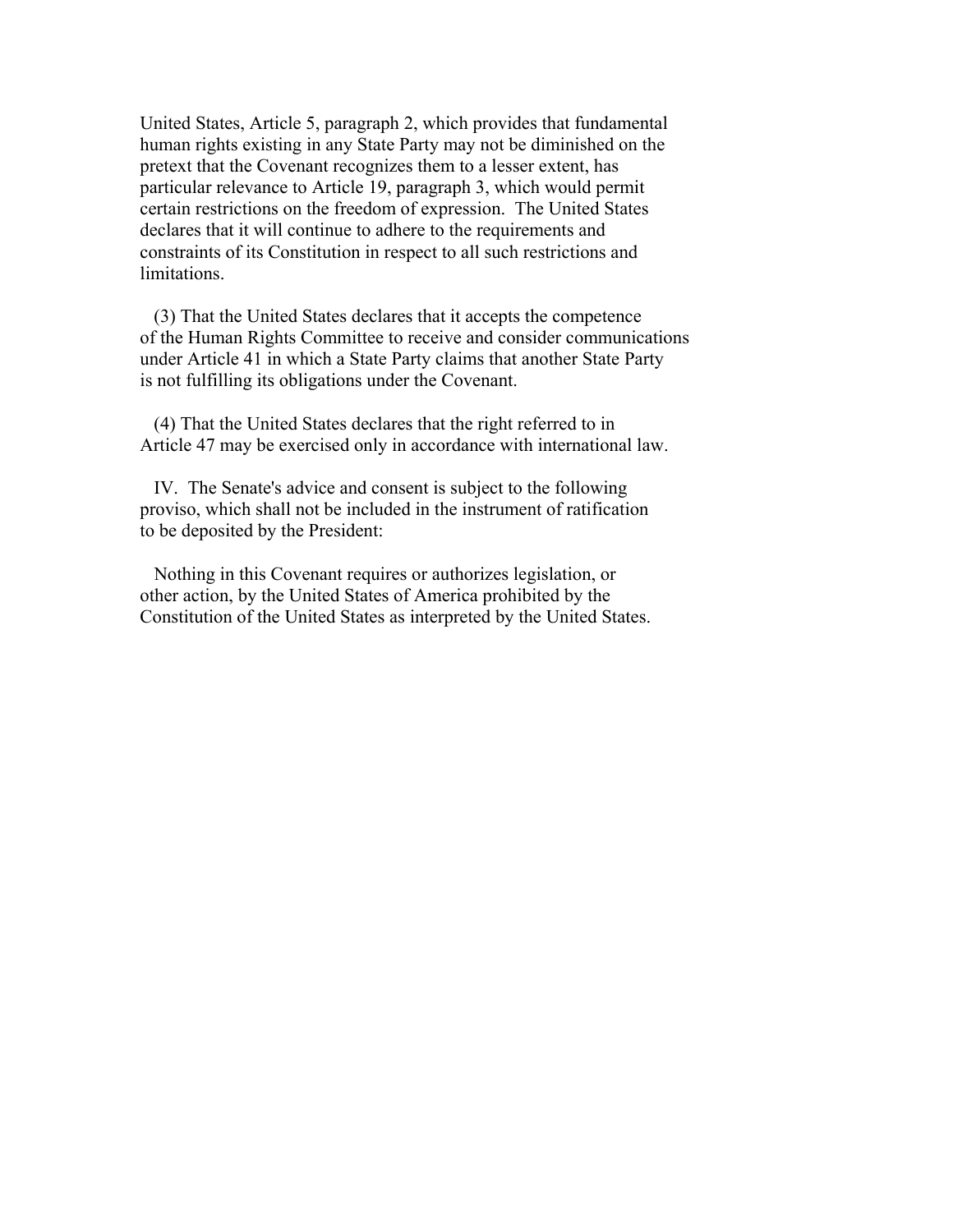United States, Article 5, paragraph 2, which provides that fundamental human rights existing in any State Party may not be diminished on the pretext that the Covenant recognizes them to a lesser extent, has particular relevance to Article 19, paragraph 3, which would permit certain restrictions on the freedom of expression. The United States declares that it will continue to adhere to the requirements and constraints of its Constitution in respect to all such restrictions and limitations.

(3) That the United States declares that it accepts the competence of the Human Rights Committee to receive and consider communications under Article 41 in which a State Party claims that another State Party is not fulfilling its obligations under the Covenant.

(4) That the United States declares that the right referred to in Article 47 may be exercised only in accordance with international law.

IV. The Senate's advice and consent is subject to the following proviso, which shall not be included in the instrument of ratification to be deposited by the President:

Nothing in this Covenant requires or authorizes legislation, or other action, by the United States of America prohibited by the Constitution of the United States as interpreted by the United States.